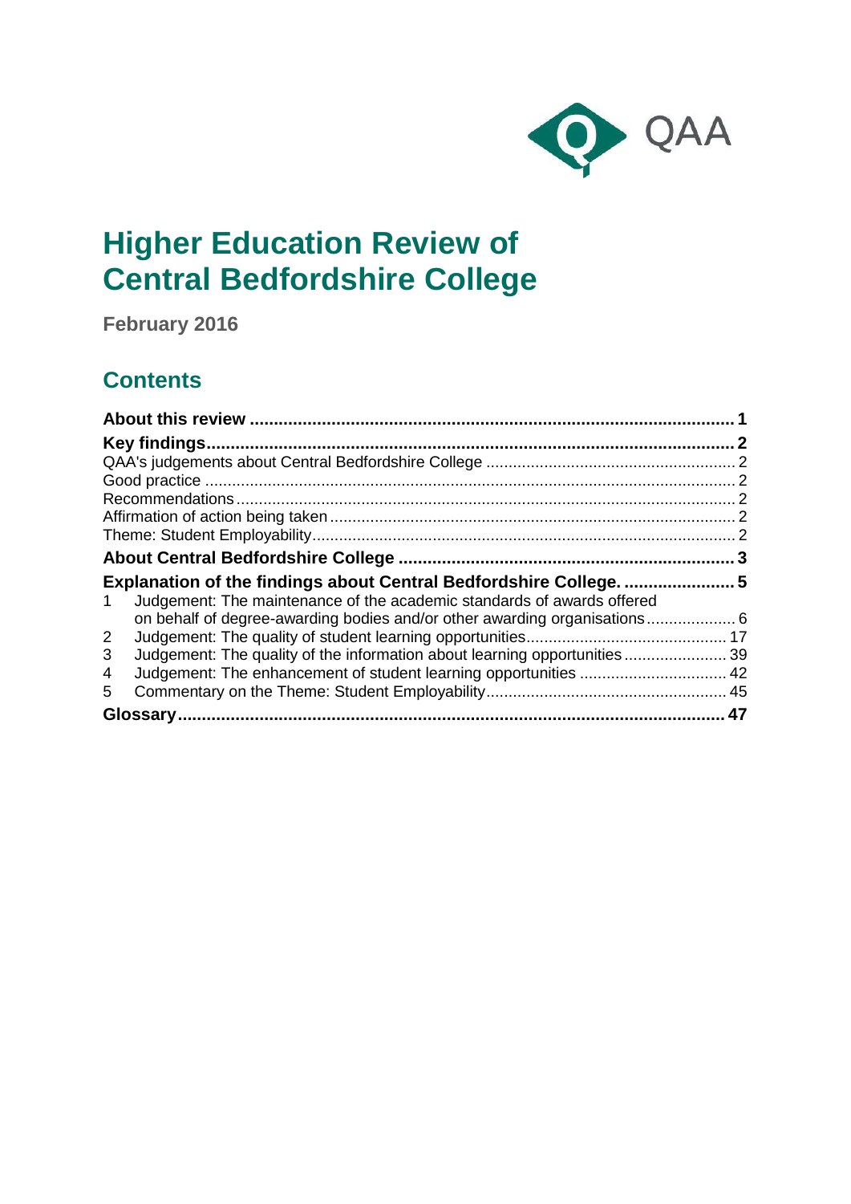QAA

# Higher Education Review of Central Bedfordshire College

**February 2016**

## Contents

**About this review** ..................................................................................................... **1**
**Key findings** ............................................................................................................. **2**
QAA's judgements about Central Bedfordshire College ........................................................ 2
Good practice ........................................................................................................................ 2
Recommendations ................................................................................................................ 2
Affirmation of action being taken .......................................................................................... 2
Theme: Student Employability ............................................................................................... 2
**About Central Bedfordshire College** ...................................................................... **3**
**Explanation of the findings about Central Bedfordshire College.** ........................ **5**
1 Judgement: The maintenance of the academic standards of awards offered on behalf of degree-awarding bodies and/or other awarding organisations .................... 6
2 Judgement: The quality of student learning opportunities ............................................ 17
3 Judgement: The quality of the information about learning opportunities ....................... 39
4 Judgement: The enhancement of student learning opportunities ................................. 42
5 Commentary on the Theme: Student Employability ...................................................... 45
**Glossary** .................................................................................................................. **47**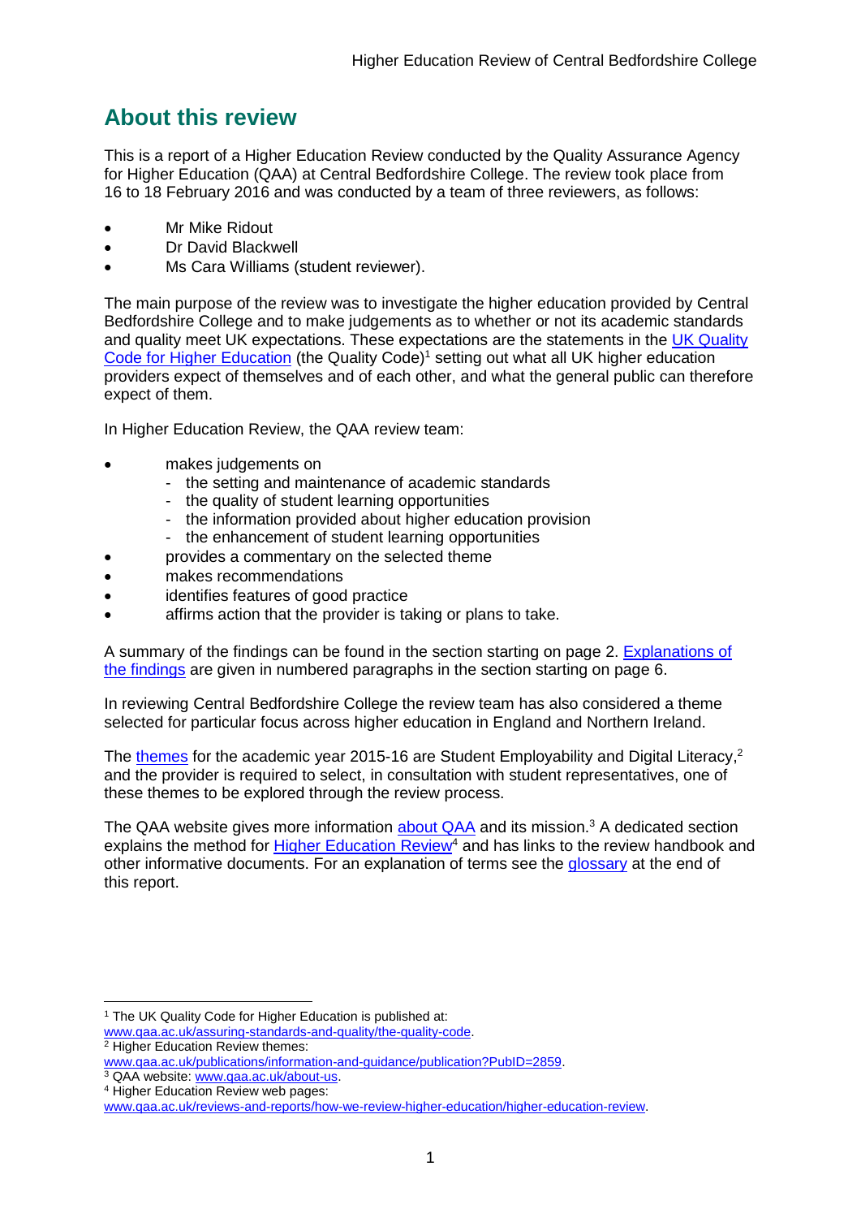## About this review

This is a report of a Higher Education Review conducted by the Quality Assurance Agency for Higher Education (QAA) at Central Bedfordshire College. The review took place from 16 to 18 February 2016 and was conducted by a team of three reviewers, as follows:

- Mr Mike Ridout
- Dr David Blackwell
- Ms Cara Williams (student reviewer).

The main purpose of the review was to investigate the higher education provided by Central Bedfordshire College and to make judgements as to whether or not its academic standards and quality meet UK expectations. These expectations are the statements in the UK Quality Code for Higher Education (the Quality Code)[1] setting out what all UK higher education providers expect of themselves and of each other, and what the general public can therefore expect of them.

In Higher Education Review, the QAA review team:

- makes judgements on
  - the setting and maintenance of academic standards
  - the quality of student learning opportunities
  - the information provided about higher education provision
  - the enhancement of student learning opportunities
- provides a commentary on the selected theme
- makes recommendations
- identifies features of good practice
- affirms action that the provider is taking or plans to take.

A summary of the findings can be found in the section starting on page 2. Explanations of the findings are given in numbered paragraphs in the section starting on page 6.

In reviewing Central Bedfordshire College the review team has also considered a theme selected for particular focus across higher education in England and Northern Ireland.

The themes for the academic year 2015-16 are Student Employability and Digital Literacy,[2] and the provider is required to select, in consultation with student representatives, one of these themes to be explored through the review process.

The QAA website gives more information about QAA and its mission.[3] A dedicated section explains the method for Higher Education Review[4] and has links to the review handbook and other informative documents. For an explanation of terms see the glossary at the end of this report.

---

[1] The UK Quality Code for Higher Education is published at: www.qaa.ac.uk/assuring-standards-and-quality/the-quality-code.

[2] Higher Education Review themes: www.qaa.ac.uk/publications/information-and-guidance/publication?PubID=2859.

[3] QAA website: www.qaa.ac.uk/about-us.

[4] Higher Education Review web pages: www.qaa.ac.uk/reviews-and-reports/how-we-review-higher-education/higher-education-review.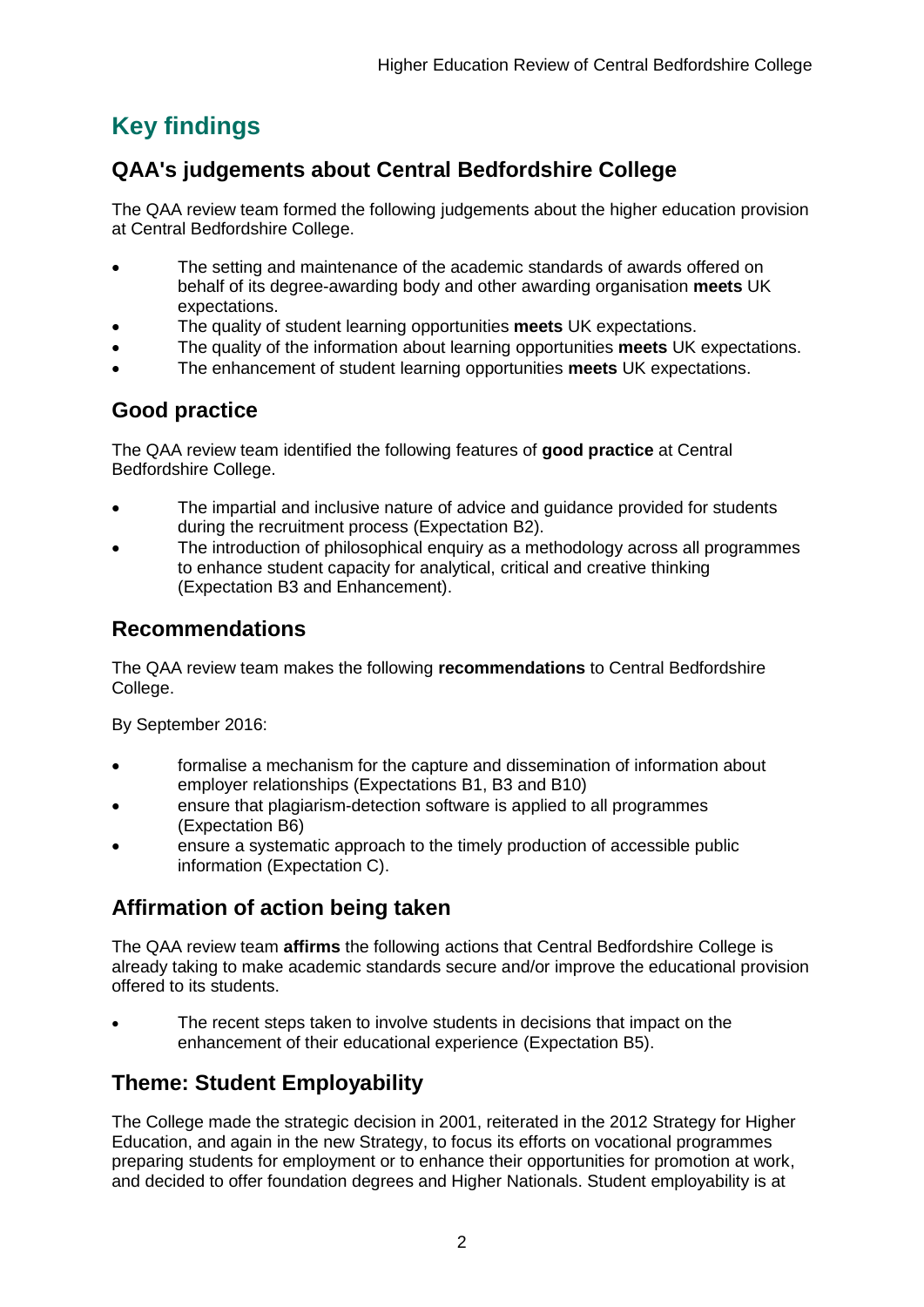# Key findings

## QAA's judgements about Central Bedfordshire College

The QAA review team formed the following judgements about the higher education provision at Central Bedfordshire College.

- The setting and maintenance of the academic standards of awards offered on behalf of its degree-awarding body and other awarding organisation **meets** UK expectations.
- The quality of student learning opportunities **meets** UK expectations.
- The quality of the information about learning opportunities **meets** UK expectations.
- The enhancement of student learning opportunities **meets** UK expectations.

## Good practice

The QAA review team identified the following features of **good practice** at Central Bedfordshire College.

- The impartial and inclusive nature of advice and guidance provided for students during the recruitment process (Expectation B2).
- The introduction of philosophical enquiry as a methodology across all programmes to enhance student capacity for analytical, critical and creative thinking (Expectation B3 and Enhancement).

## Recommendations

The QAA review team makes the following **recommendations** to Central Bedfordshire College.

By September 2016:

- formalise a mechanism for the capture and dissemination of information about employer relationships (Expectations B1, B3 and B10)
- ensure that plagiarism-detection software is applied to all programmes (Expectation B6)
- ensure a systematic approach to the timely production of accessible public information (Expectation C).

## Affirmation of action being taken

The QAA review team **affirms** the following actions that Central Bedfordshire College is already taking to make academic standards secure and/or improve the educational provision offered to its students.

- The recent steps taken to involve students in decisions that impact on the enhancement of their educational experience (Expectation B5).

## Theme: Student Employability

The College made the strategic decision in 2001, reiterated in the 2012 Strategy for Higher Education, and again in the new Strategy, to focus its efforts on vocational programmes preparing students for employment or to enhance their opportunities for promotion at work, and decided to offer foundation degrees and Higher Nationals. Student employability is at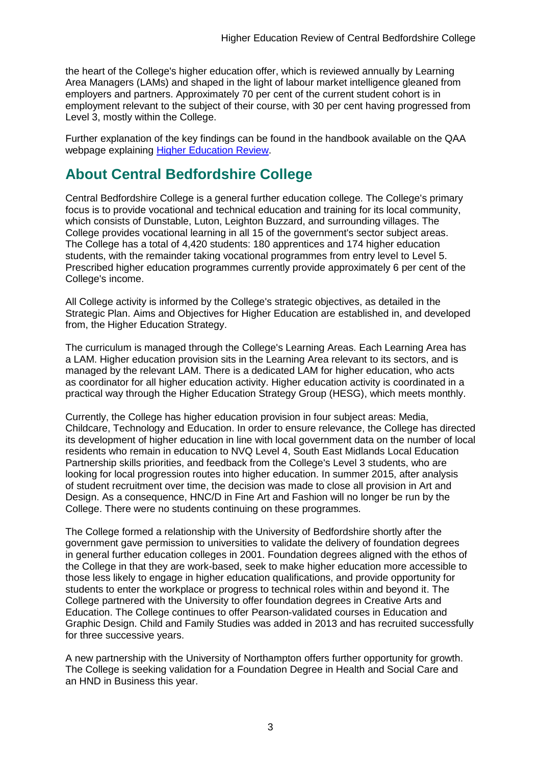the heart of the College's higher education offer, which is reviewed annually by Learning Area Managers (LAMs) and shaped in the light of labour market intelligence gleaned from employers and partners. Approximately 70 per cent of the current student cohort is in employment relevant to the subject of their course, with 30 per cent having progressed from Level 3, mostly within the College.

Further explanation of the key findings can be found in the handbook available on the QAA webpage explaining Higher Education Review.

## About Central Bedfordshire College

Central Bedfordshire College is a general further education college. The College's primary focus is to provide vocational and technical education and training for its local community, which consists of Dunstable, Luton, Leighton Buzzard, and surrounding villages. The College provides vocational learning in all 15 of the government's sector subject areas. The College has a total of 4,420 students: 180 apprentices and 174 higher education students, with the remainder taking vocational programmes from entry level to Level 5. Prescribed higher education programmes currently provide approximately 6 per cent of the College's income.

All College activity is informed by the College's strategic objectives, as detailed in the Strategic Plan. Aims and Objectives for Higher Education are established in, and developed from, the Higher Education Strategy.

The curriculum is managed through the College's Learning Areas. Each Learning Area has a LAM. Higher education provision sits in the Learning Area relevant to its sectors, and is managed by the relevant LAM. There is a dedicated LAM for higher education, who acts as coordinator for all higher education activity. Higher education activity is coordinated in a practical way through the Higher Education Strategy Group (HESG), which meets monthly.

Currently, the College has higher education provision in four subject areas: Media, Childcare, Technology and Education. In order to ensure relevance, the College has directed its development of higher education in line with local government data on the number of local residents who remain in education to NVQ Level 4, South East Midlands Local Education Partnership skills priorities, and feedback from the College's Level 3 students, who are looking for local progression routes into higher education. In summer 2015, after analysis of student recruitment over time, the decision was made to close all provision in Art and Design. As a consequence, HNC/D in Fine Art and Fashion will no longer be run by the College. There were no students continuing on these programmes.

The College formed a relationship with the University of Bedfordshire shortly after the government gave permission to universities to validate the delivery of foundation degrees in general further education colleges in 2001. Foundation degrees aligned with the ethos of the College in that they are work-based, seek to make higher education more accessible to those less likely to engage in higher education qualifications, and provide opportunity for students to enter the workplace or progress to technical roles within and beyond it. The College partnered with the University to offer foundation degrees in Creative Arts and Education. The College continues to offer Pearson-validated courses in Education and Graphic Design. Child and Family Studies was added in 2013 and has recruited successfully for three successive years.

A new partnership with the University of Northampton offers further opportunity for growth. The College is seeking validation for a Foundation Degree in Health and Social Care and an HND in Business this year.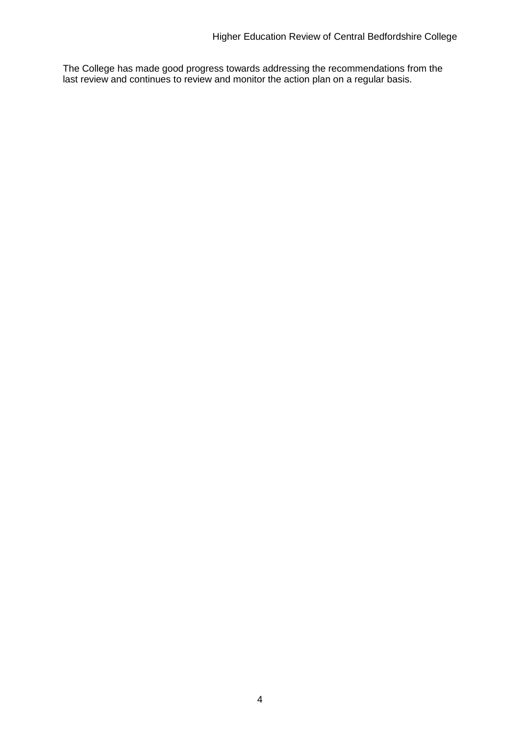The College has made good progress towards addressing the recommendations from the last review and continues to review and monitor the action plan on a regular basis.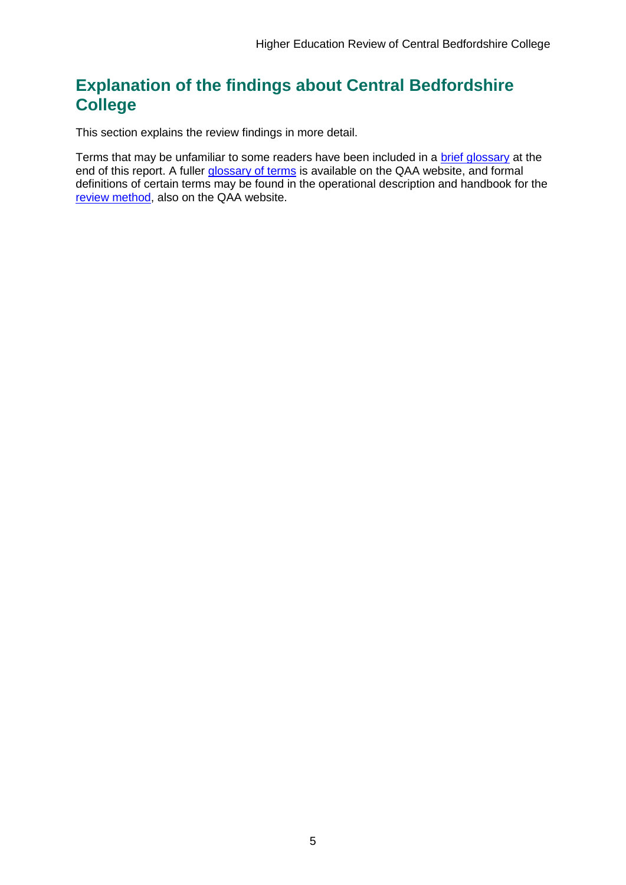## Explanation of the findings about Central Bedfordshire College

This section explains the review findings in more detail.

Terms that may be unfamiliar to some readers have been included in a brief glossary at the end of this report. A fuller glossary of terms is available on the QAA website, and formal definitions of certain terms may be found in the operational description and handbook for the review method, also on the QAA website.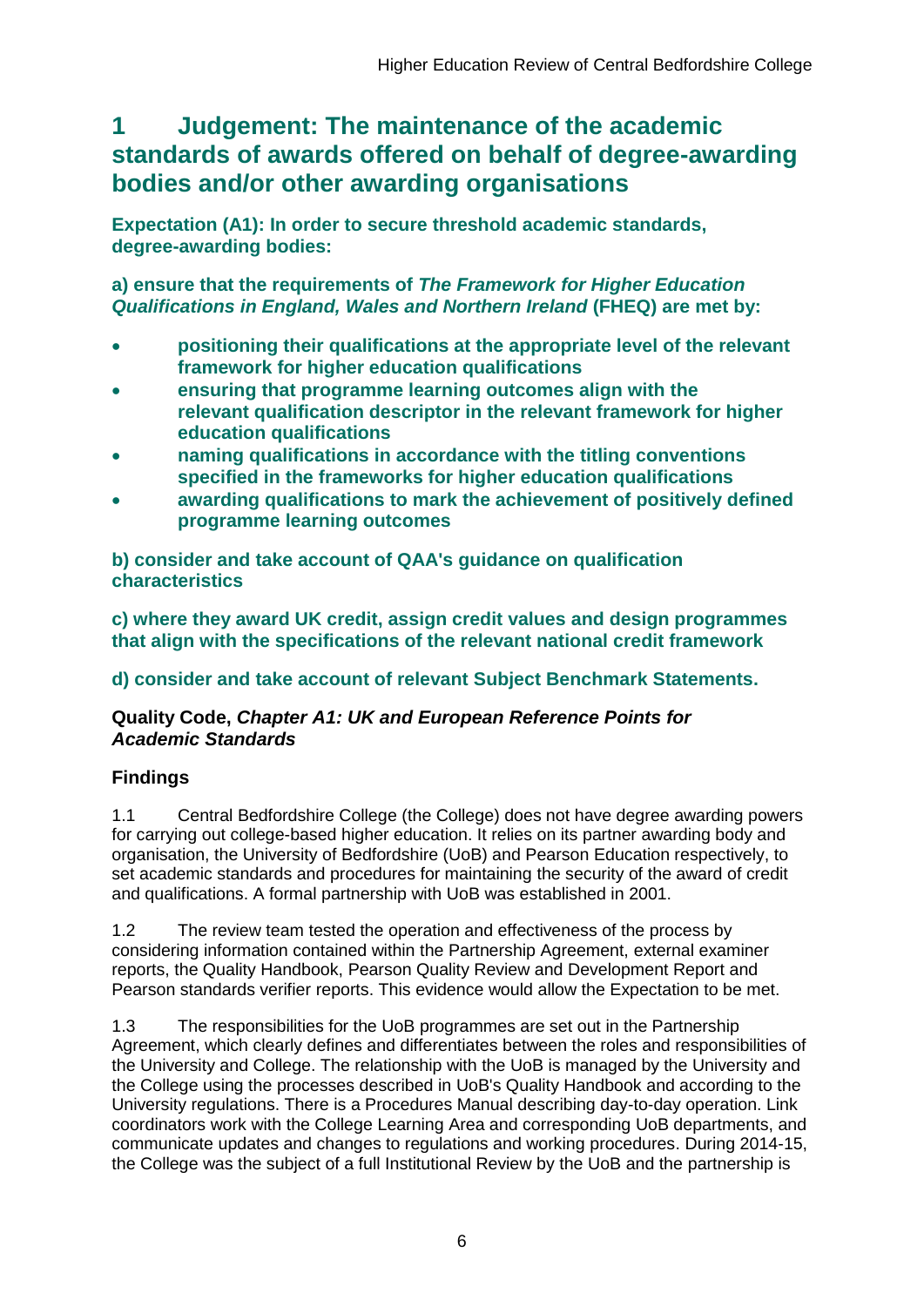## 1 Judgement: The maintenance of the academic standards of awards offered on behalf of degree-awarding bodies and/or other awarding organisations

**Expectation (A1): In order to secure threshold academic standards, degree-awarding bodies:**

**a) ensure that the requirements of *The Framework for Higher Education Qualifications in England, Wales and Northern Ireland* (FHEQ) are met by:**

- **positioning their qualifications at the appropriate level of the relevant framework for higher education qualifications**
- **ensuring that programme learning outcomes align with the relevant qualification descriptor in the relevant framework for higher education qualifications**
- **naming qualifications in accordance with the titling conventions specified in the frameworks for higher education qualifications**
- **awarding qualifications to mark the achievement of positively defined programme learning outcomes**

**b) consider and take account of QAA's guidance on qualification characteristics**

**c) where they award UK credit, assign credit values and design programmes that align with the specifications of the relevant national credit framework**

**d) consider and take account of relevant Subject Benchmark Statements.**

**Quality Code, *Chapter A1: UK and European Reference Points for Academic Standards***

### Findings

1.1 Central Bedfordshire College (the College) does not have degree awarding powers for carrying out college-based higher education. It relies on its partner awarding body and organisation, the University of Bedfordshire (UoB) and Pearson Education respectively, to set academic standards and procedures for maintaining the security of the award of credit and qualifications. A formal partnership with UoB was established in 2001.

1.2 The review team tested the operation and effectiveness of the process by considering information contained within the Partnership Agreement, external examiner reports, the Quality Handbook, Pearson Quality Review and Development Report and Pearson standards verifier reports. This evidence would allow the Expectation to be met.

1.3 The responsibilities for the UoB programmes are set out in the Partnership Agreement, which clearly defines and differentiates between the roles and responsibilities of the University and College. The relationship with the UoB is managed by the University and the College using the processes described in UoB's Quality Handbook and according to the University regulations. There is a Procedures Manual describing day-to-day operation. Link coordinators work with the College Learning Area and corresponding UoB departments, and communicate updates and changes to regulations and working procedures. During 2014-15, the College was the subject of a full Institutional Review by the UoB and the partnership is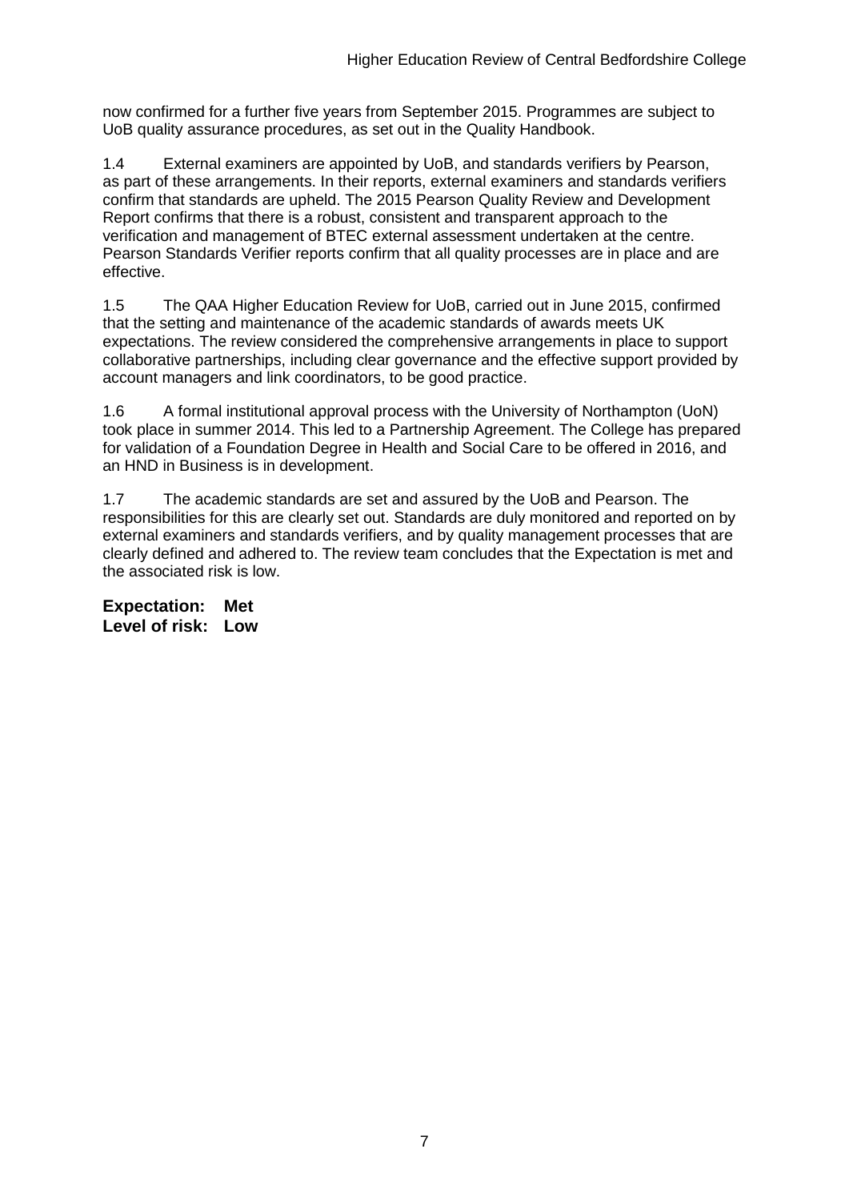now confirmed for a further five years from September 2015. Programmes are subject to UoB quality assurance procedures, as set out in the Quality Handbook.

1.4 External examiners are appointed by UoB, and standards verifiers by Pearson, as part of these arrangements. In their reports, external examiners and standards verifiers confirm that standards are upheld. The 2015 Pearson Quality Review and Development Report confirms that there is a robust, consistent and transparent approach to the verification and management of BTEC external assessment undertaken at the centre. Pearson Standards Verifier reports confirm that all quality processes are in place and are effective.

1.5 The QAA Higher Education Review for UoB, carried out in June 2015, confirmed that the setting and maintenance of the academic standards of awards meets UK expectations. The review considered the comprehensive arrangements in place to support collaborative partnerships, including clear governance and the effective support provided by account managers and link coordinators, to be good practice.

1.6 A formal institutional approval process with the University of Northampton (UoN) took place in summer 2014. This led to a Partnership Agreement. The College has prepared for validation of a Foundation Degree in Health and Social Care to be offered in 2016, and an HND in Business is in development.

1.7 The academic standards are set and assured by the UoB and Pearson. The responsibilities for this are clearly set out. Standards are duly monitored and reported on by external examiners and standards verifiers, and by quality management processes that are clearly defined and adhered to. The review team concludes that the Expectation is met and the associated risk is low.

**Expectation: Met**
**Level of risk: Low**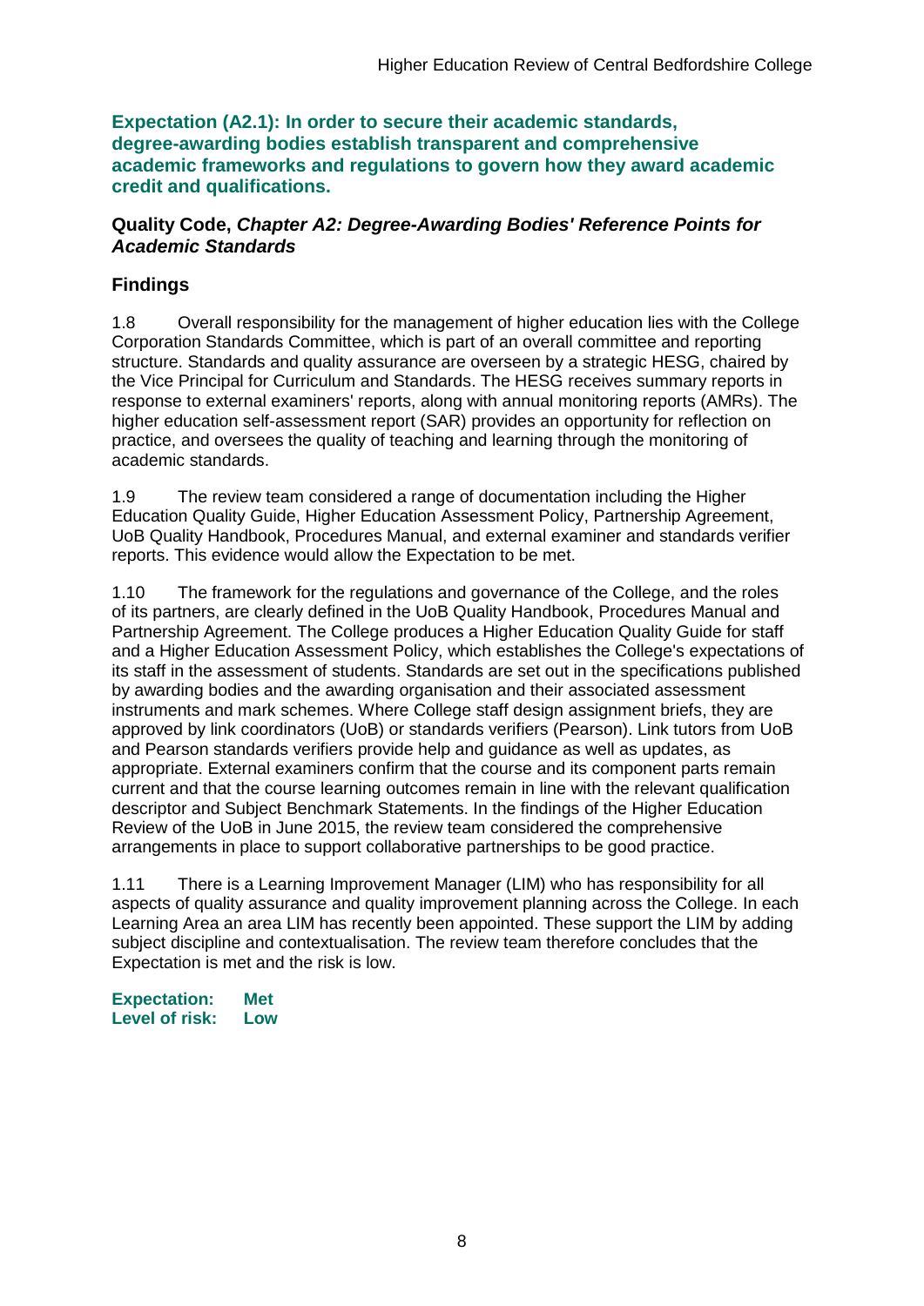**Expectation (A2.1): In order to secure their academic standards, degree-awarding bodies establish transparent and comprehensive academic frameworks and regulations to govern how they award academic credit and qualifications.**

**Quality Code, *Chapter A2: Degree-Awarding Bodies' Reference Points for Academic Standards***

## Findings

1.8 Overall responsibility for the management of higher education lies with the College Corporation Standards Committee, which is part of an overall committee and reporting structure. Standards and quality assurance are overseen by a strategic HESG, chaired by the Vice Principal for Curriculum and Standards. The HESG receives summary reports in response to external examiners' reports, along with annual monitoring reports (AMRs). The higher education self-assessment report (SAR) provides an opportunity for reflection on practice, and oversees the quality of teaching and learning through the monitoring of academic standards.

1.9 The review team considered a range of documentation including the Higher Education Quality Guide, Higher Education Assessment Policy, Partnership Agreement, UoB Quality Handbook, Procedures Manual, and external examiner and standards verifier reports. This evidence would allow the Expectation to be met.

1.10 The framework for the regulations and governance of the College, and the roles of its partners, are clearly defined in the UoB Quality Handbook, Procedures Manual and Partnership Agreement. The College produces a Higher Education Quality Guide for staff and a Higher Education Assessment Policy, which establishes the College's expectations of its staff in the assessment of students. Standards are set out in the specifications published by awarding bodies and the awarding organisation and their associated assessment instruments and mark schemes. Where College staff design assignment briefs, they are approved by link coordinators (UoB) or standards verifiers (Pearson). Link tutors from UoB and Pearson standards verifiers provide help and guidance as well as updates, as appropriate. External examiners confirm that the course and its component parts remain current and that the course learning outcomes remain in line with the relevant qualification descriptor and Subject Benchmark Statements. In the findings of the Higher Education Review of the UoB in June 2015, the review team considered the comprehensive arrangements in place to support collaborative partnerships to be good practice.

1.11 There is a Learning Improvement Manager (LIM) who has responsibility for all aspects of quality assurance and quality improvement planning across the College. In each Learning Area an area LIM has recently been appointed. These support the LIM by adding subject discipline and contextualisation. The review team therefore concludes that the Expectation is met and the risk is low.

**Expectation: Met**
**Level of risk: Low**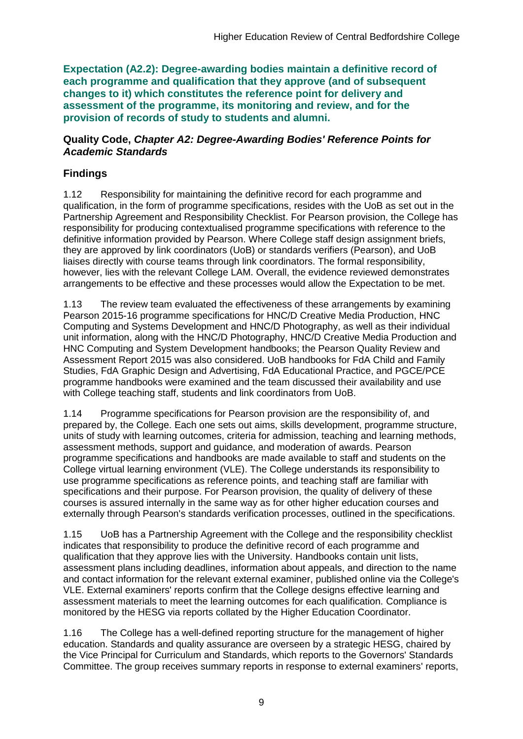**Expectation (A2.2): Degree-awarding bodies maintain a definitive record of each programme and qualification that they approve (and of subsequent changes to it) which constitutes the reference point for delivery and assessment of the programme, its monitoring and review, and for the provision of records of study to students and alumni.**

**Quality Code, *Chapter A2: Degree-Awarding Bodies' Reference Points for Academic Standards***

## Findings

1.12 Responsibility for maintaining the definitive record for each programme and qualification, in the form of programme specifications, resides with the UoB as set out in the Partnership Agreement and Responsibility Checklist. For Pearson provision, the College has responsibility for producing contextualised programme specifications with reference to the definitive information provided by Pearson. Where College staff design assignment briefs, they are approved by link coordinators (UoB) or standards verifiers (Pearson), and UoB liaises directly with course teams through link coordinators. The formal responsibility, however, lies with the relevant College LAM. Overall, the evidence reviewed demonstrates arrangements to be effective and these processes would allow the Expectation to be met.

1.13 The review team evaluated the effectiveness of these arrangements by examining Pearson 2015-16 programme specifications for HNC/D Creative Media Production, HNC Computing and Systems Development and HNC/D Photography, as well as their individual unit information, along with the HNC/D Photography, HNC/D Creative Media Production and HNC Computing and System Development handbooks; the Pearson Quality Review and Assessment Report 2015 was also considered. UoB handbooks for FdA Child and Family Studies, FdA Graphic Design and Advertising, FdA Educational Practice, and PGCE/PCE programme handbooks were examined and the team discussed their availability and use with College teaching staff, students and link coordinators from UoB.

1.14 Programme specifications for Pearson provision are the responsibility of, and prepared by, the College. Each one sets out aims, skills development, programme structure, units of study with learning outcomes, criteria for admission, teaching and learning methods, assessment methods, support and guidance, and moderation of awards. Pearson programme specifications and handbooks are made available to staff and students on the College virtual learning environment (VLE). The College understands its responsibility to use programme specifications as reference points, and teaching staff are familiar with specifications and their purpose. For Pearson provision, the quality of delivery of these courses is assured internally in the same way as for other higher education courses and externally through Pearson's standards verification processes, outlined in the specifications.

1.15 UoB has a Partnership Agreement with the College and the responsibility checklist indicates that responsibility to produce the definitive record of each programme and qualification that they approve lies with the University. Handbooks contain unit lists, assessment plans including deadlines, information about appeals, and direction to the name and contact information for the relevant external examiner, published online via the College's VLE. External examiners' reports confirm that the College designs effective learning and assessment materials to meet the learning outcomes for each qualification. Compliance is monitored by the HESG via reports collated by the Higher Education Coordinator.

1.16 The College has a well-defined reporting structure for the management of higher education. Standards and quality assurance are overseen by a strategic HESG, chaired by the Vice Principal for Curriculum and Standards, which reports to the Governors' Standards Committee. The group receives summary reports in response to external examiners' reports,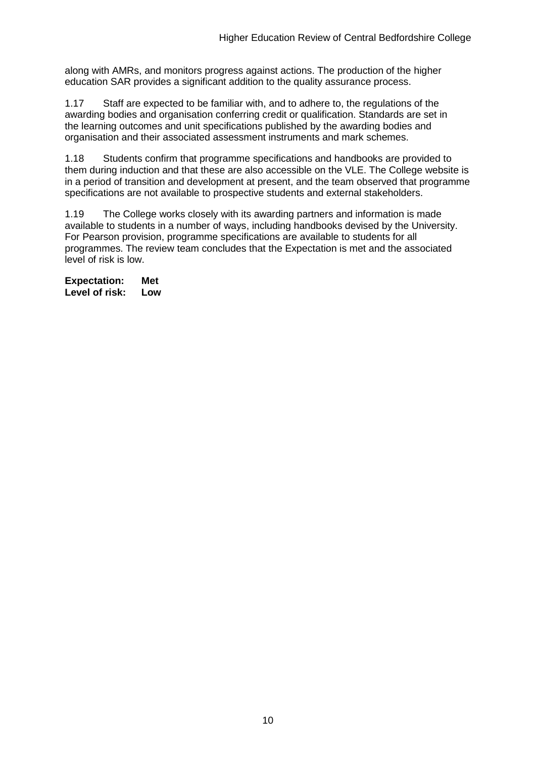along with AMRs, and monitors progress against actions. The production of the higher education SAR provides a significant addition to the quality assurance process.

1.17 Staff are expected to be familiar with, and to adhere to, the regulations of the awarding bodies and organisation conferring credit or qualification. Standards are set in the learning outcomes and unit specifications published by the awarding bodies and organisation and their associated assessment instruments and mark schemes.

1.18 Students confirm that programme specifications and handbooks are provided to them during induction and that these are also accessible on the VLE. The College website is in a period of transition and development at present, and the team observed that programme specifications are not available to prospective students and external stakeholders.

1.19 The College works closely with its awarding partners and information is made available to students in a number of ways, including handbooks devised by the University. For Pearson provision, programme specifications are available to students for all programmes. The review team concludes that the Expectation is met and the associated level of risk is low.

**Expectation: Met**
**Level of risk: Low**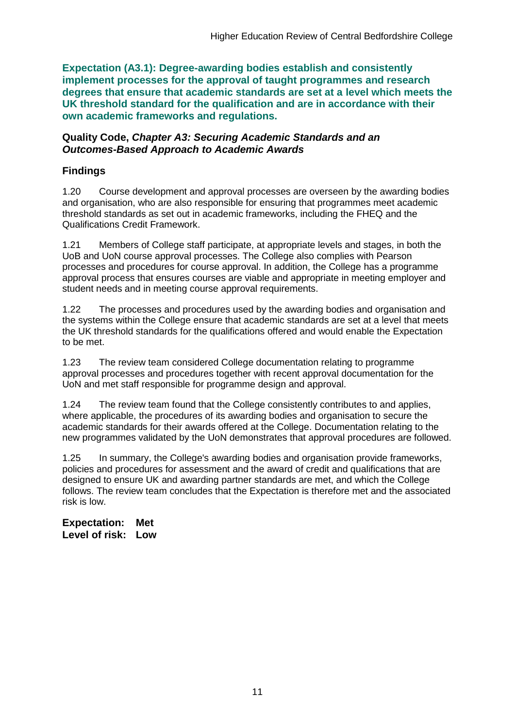**Expectation (A3.1): Degree-awarding bodies establish and consistently implement processes for the approval of taught programmes and research degrees that ensure that academic standards are set at a level which meets the UK threshold standard for the qualification and are in accordance with their own academic frameworks and regulations.**

**Quality Code, *Chapter A3: Securing Academic Standards and an Outcomes-Based Approach to Academic Awards***

## Findings

1.20 Course development and approval processes are overseen by the awarding bodies and organisation, who are also responsible for ensuring that programmes meet academic threshold standards as set out in academic frameworks, including the FHEQ and the Qualifications Credit Framework.

1.21 Members of College staff participate, at appropriate levels and stages, in both the UoB and UoN course approval processes. The College also complies with Pearson processes and procedures for course approval. In addition, the College has a programme approval process that ensures courses are viable and appropriate in meeting employer and student needs and in meeting course approval requirements.

1.22 The processes and procedures used by the awarding bodies and organisation and the systems within the College ensure that academic standards are set at a level that meets the UK threshold standards for the qualifications offered and would enable the Expectation to be met.

1.23 The review team considered College documentation relating to programme approval processes and procedures together with recent approval documentation for the UoN and met staff responsible for programme design and approval.

1.24 The review team found that the College consistently contributes to and applies, where applicable, the procedures of its awarding bodies and organisation to secure the academic standards for their awards offered at the College. Documentation relating to the new programmes validated by the UoN demonstrates that approval procedures are followed.

1.25 In summary, the College's awarding bodies and organisation provide frameworks, policies and procedures for assessment and the award of credit and qualifications that are designed to ensure UK and awarding partner standards are met, and which the College follows. The review team concludes that the Expectation is therefore met and the associated risk is low.

**Expectation: Met**
**Level of risk: Low**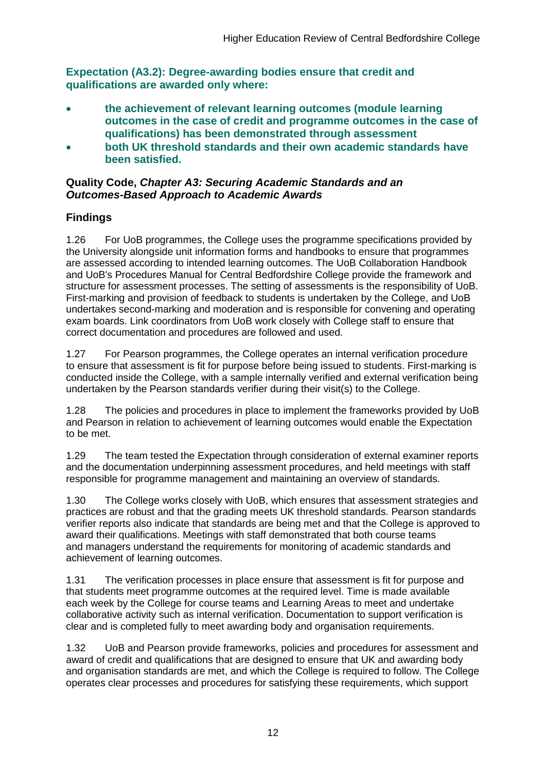**Expectation (A3.2): Degree-awarding bodies ensure that credit and qualifications are awarded only where:**

- **the achievement of relevant learning outcomes (module learning outcomes in the case of credit and programme outcomes in the case of qualifications) has been demonstrated through assessment**
- **both UK threshold standards and their own academic standards have been satisfied.**

**Quality Code, *Chapter A3: Securing Academic Standards and an Outcomes-Based Approach to Academic Awards***

## Findings

1.26 For UoB programmes, the College uses the programme specifications provided by the University alongside unit information forms and handbooks to ensure that programmes are assessed according to intended learning outcomes. The UoB Collaboration Handbook and UoB's Procedures Manual for Central Bedfordshire College provide the framework and structure for assessment processes. The setting of assessments is the responsibility of UoB. First-marking and provision of feedback to students is undertaken by the College, and UoB undertakes second-marking and moderation and is responsible for convening and operating exam boards. Link coordinators from UoB work closely with College staff to ensure that correct documentation and procedures are followed and used.

1.27 For Pearson programmes, the College operates an internal verification procedure to ensure that assessment is fit for purpose before being issued to students. First-marking is conducted inside the College, with a sample internally verified and external verification being undertaken by the Pearson standards verifier during their visit(s) to the College.

1.28 The policies and procedures in place to implement the frameworks provided by UoB and Pearson in relation to achievement of learning outcomes would enable the Expectation to be met.

1.29 The team tested the Expectation through consideration of external examiner reports and the documentation underpinning assessment procedures, and held meetings with staff responsible for programme management and maintaining an overview of standards.

1.30 The College works closely with UoB, which ensures that assessment strategies and practices are robust and that the grading meets UK threshold standards. Pearson standards verifier reports also indicate that standards are being met and that the College is approved to award their qualifications. Meetings with staff demonstrated that both course teams and managers understand the requirements for monitoring of academic standards and achievement of learning outcomes.

1.31 The verification processes in place ensure that assessment is fit for purpose and that students meet programme outcomes at the required level. Time is made available each week by the College for course teams and Learning Areas to meet and undertake collaborative activity such as internal verification. Documentation to support verification is clear and is completed fully to meet awarding body and organisation requirements.

1.32 UoB and Pearson provide frameworks, policies and procedures for assessment and award of credit and qualifications that are designed to ensure that UK and awarding body and organisation standards are met, and which the College is required to follow. The College operates clear processes and procedures for satisfying these requirements, which support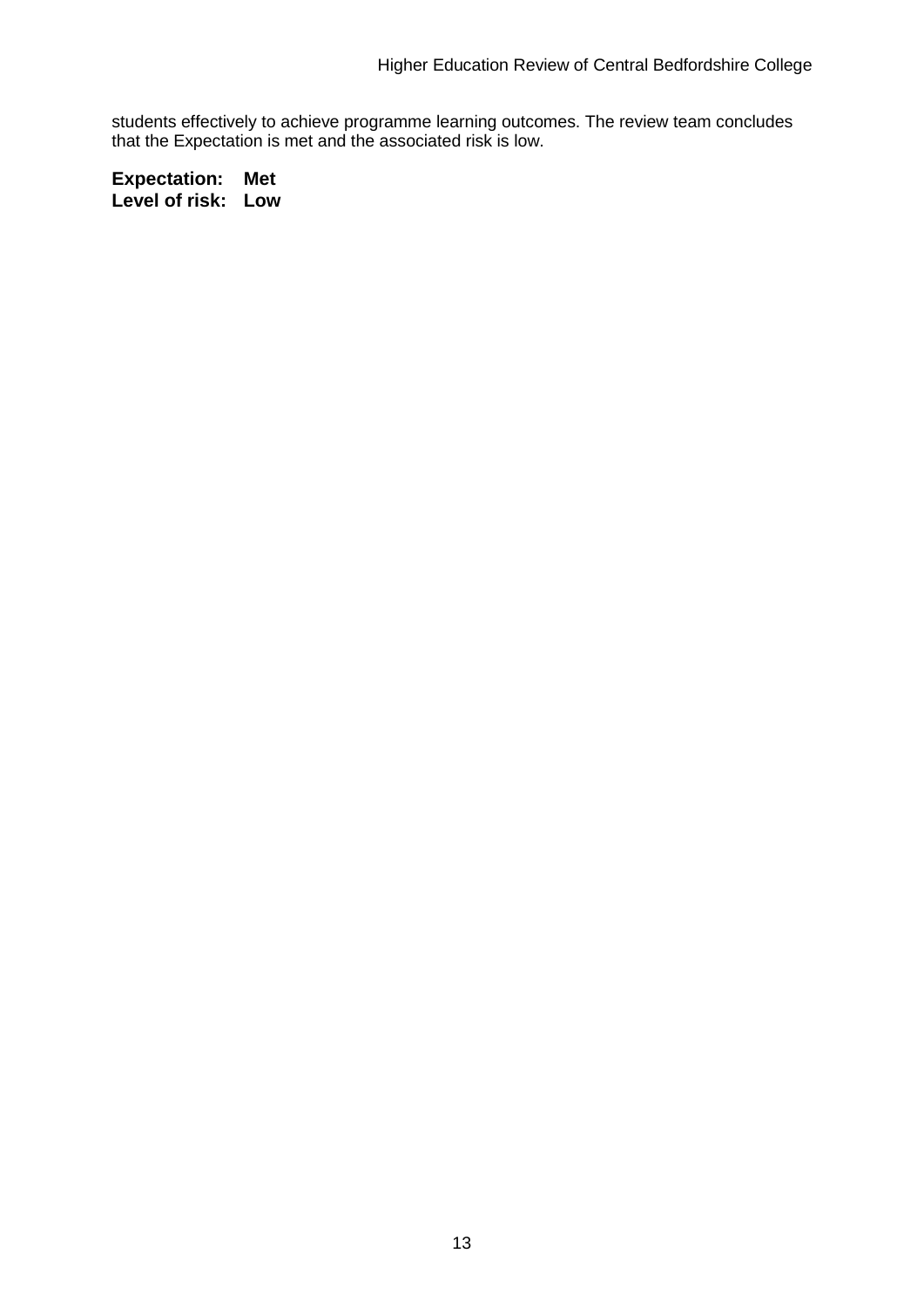students effectively to achieve programme learning outcomes. The review team concludes that the Expectation is met and the associated risk is low.

**Expectation: Met**
**Level of risk: Low**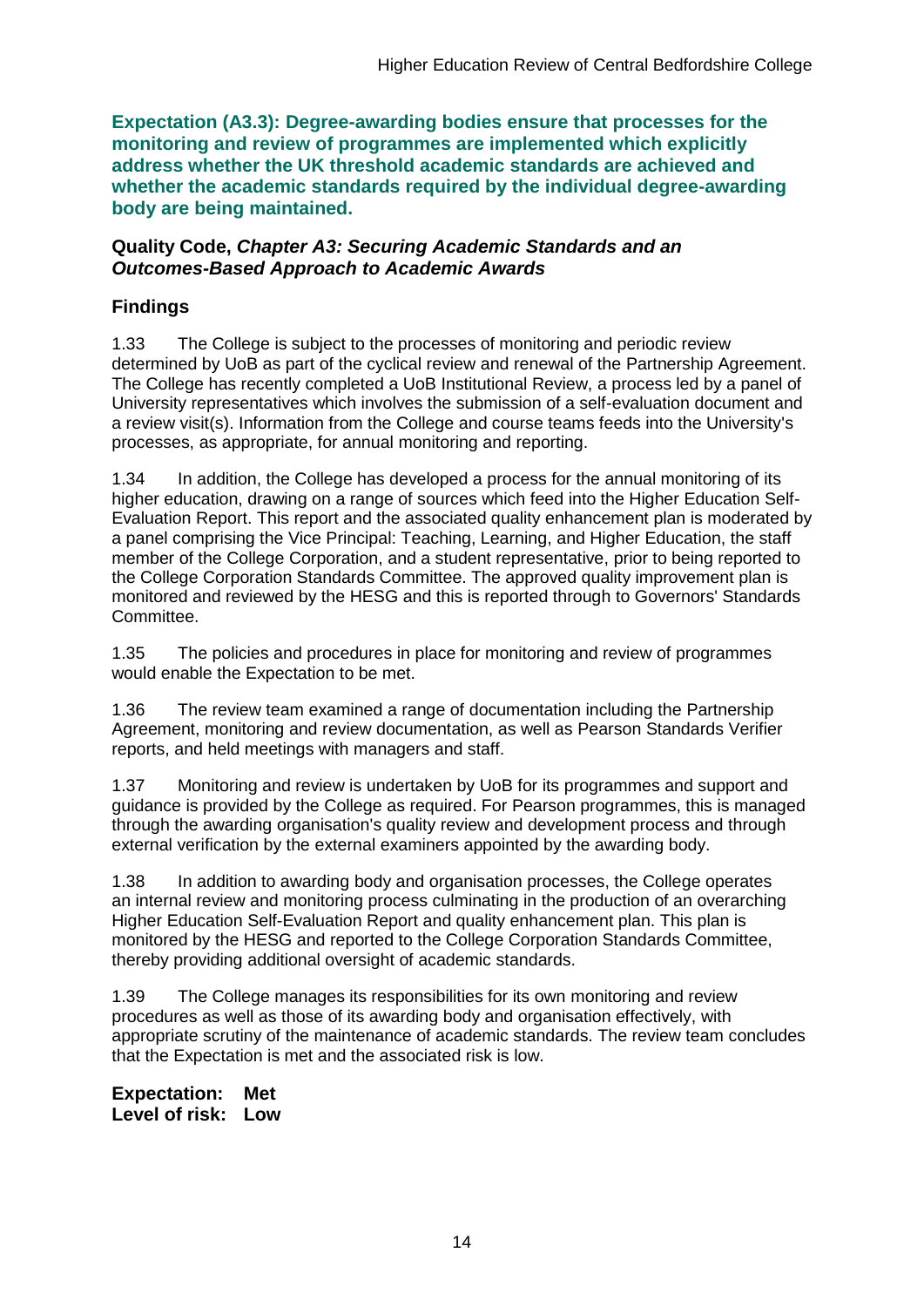**Expectation (A3.3): Degree-awarding bodies ensure that processes for the monitoring and review of programmes are implemented which explicitly address whether the UK threshold academic standards are achieved and whether the academic standards required by the individual degree-awarding body are being maintained.**

**Quality Code, *Chapter A3: Securing Academic Standards and an Outcomes-Based Approach to Academic Awards***

### Findings

1.33 The College is subject to the processes of monitoring and periodic review determined by UoB as part of the cyclical review and renewal of the Partnership Agreement. The College has recently completed a UoB Institutional Review, a process led by a panel of University representatives which involves the submission of a self-evaluation document and a review visit(s). Information from the College and course teams feeds into the University's processes, as appropriate, for annual monitoring and reporting.

1.34 In addition, the College has developed a process for the annual monitoring of its higher education, drawing on a range of sources which feed into the Higher Education Self-Evaluation Report. This report and the associated quality enhancement plan is moderated by a panel comprising the Vice Principal: Teaching, Learning, and Higher Education, the staff member of the College Corporation, and a student representative, prior to being reported to the College Corporation Standards Committee. The approved quality improvement plan is monitored and reviewed by the HESG and this is reported through to Governors' Standards Committee.

1.35 The policies and procedures in place for monitoring and review of programmes would enable the Expectation to be met.

1.36 The review team examined a range of documentation including the Partnership Agreement, monitoring and review documentation, as well as Pearson Standards Verifier reports, and held meetings with managers and staff.

1.37 Monitoring and review is undertaken by UoB for its programmes and support and guidance is provided by the College as required. For Pearson programmes, this is managed through the awarding organisation's quality review and development process and through external verification by the external examiners appointed by the awarding body.

1.38 In addition to awarding body and organisation processes, the College operates an internal review and monitoring process culminating in the production of an overarching Higher Education Self-Evaluation Report and quality enhancement plan. This plan is monitored by the HESG and reported to the College Corporation Standards Committee, thereby providing additional oversight of academic standards.

1.39 The College manages its responsibilities for its own monitoring and review procedures as well as those of its awarding body and organisation effectively, with appropriate scrutiny of the maintenance of academic standards. The review team concludes that the Expectation is met and the associated risk is low.

**Expectation: Met**
**Level of risk: Low**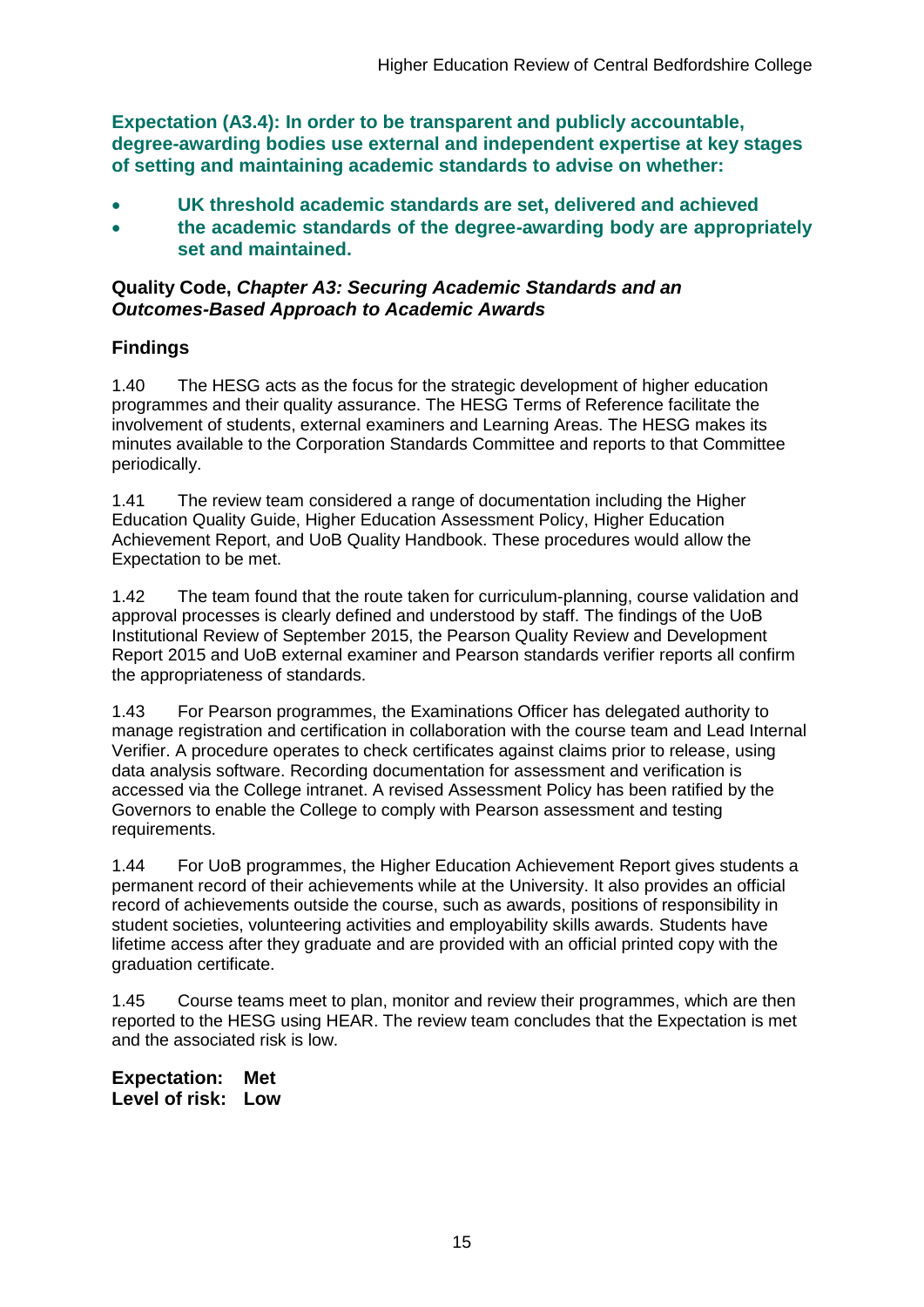**Expectation (A3.4): In order to be transparent and publicly accountable, degree-awarding bodies use external and independent expertise at key stages of setting and maintaining academic standards to advise on whether:**

- **UK threshold academic standards are set, delivered and achieved**
- **the academic standards of the degree-awarding body are appropriately set and maintained.**

**Quality Code, *Chapter A3: Securing Academic Standards and an Outcomes-Based Approach to Academic Awards***

### Findings

1.40 The HESG acts as the focus for the strategic development of higher education programmes and their quality assurance. The HESG Terms of Reference facilitate the involvement of students, external examiners and Learning Areas. The HESG makes its minutes available to the Corporation Standards Committee and reports to that Committee periodically.

1.41 The review team considered a range of documentation including the Higher Education Quality Guide, Higher Education Assessment Policy, Higher Education Achievement Report, and UoB Quality Handbook. These procedures would allow the Expectation to be met.

1.42 The team found that the route taken for curriculum-planning, course validation and approval processes is clearly defined and understood by staff. The findings of the UoB Institutional Review of September 2015, the Pearson Quality Review and Development Report 2015 and UoB external examiner and Pearson standards verifier reports all confirm the appropriateness of standards.

1.43 For Pearson programmes, the Examinations Officer has delegated authority to manage registration and certification in collaboration with the course team and Lead Internal Verifier. A procedure operates to check certificates against claims prior to release, using data analysis software. Recording documentation for assessment and verification is accessed via the College intranet. A revised Assessment Policy has been ratified by the Governors to enable the College to comply with Pearson assessment and testing requirements.

1.44 For UoB programmes, the Higher Education Achievement Report gives students a permanent record of their achievements while at the University. It also provides an official record of achievements outside the course, such as awards, positions of responsibility in student societies, volunteering activities and employability skills awards. Students have lifetime access after they graduate and are provided with an official printed copy with the graduation certificate.

1.45 Course teams meet to plan, monitor and review their programmes, which are then reported to the HESG using HEAR. The review team concludes that the Expectation is met and the associated risk is low.

**Expectation: Met**
**Level of risk: Low**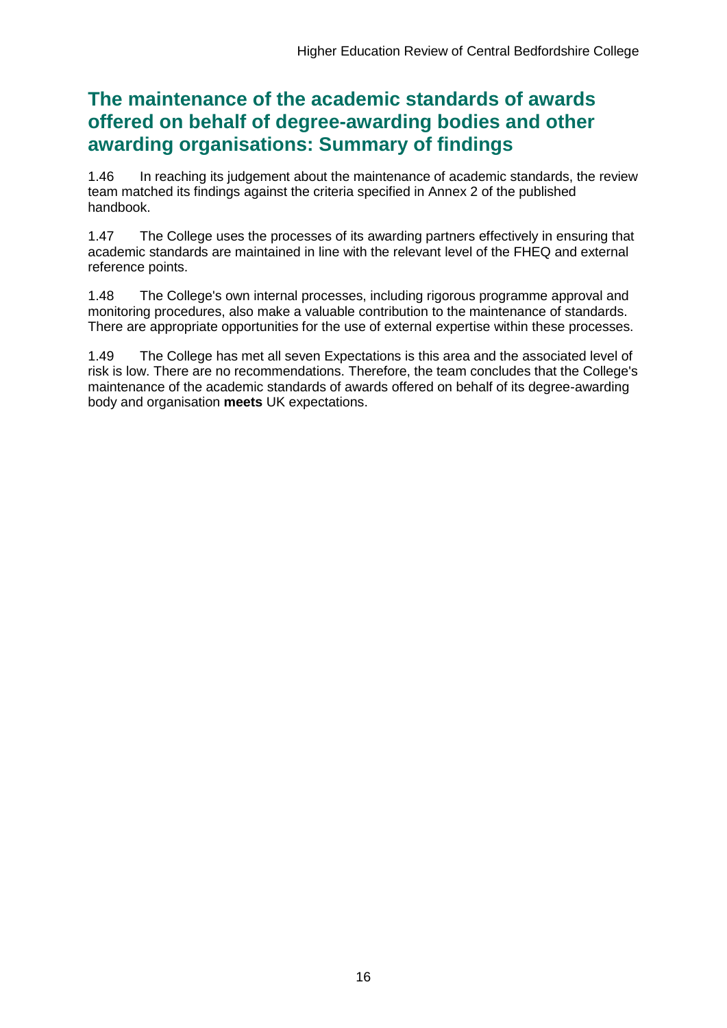## The maintenance of the academic standards of awards offered on behalf of degree-awarding bodies and other awarding organisations: Summary of findings

1.46 In reaching its judgement about the maintenance of academic standards, the review team matched its findings against the criteria specified in Annex 2 of the published handbook.

1.47 The College uses the processes of its awarding partners effectively in ensuring that academic standards are maintained in line with the relevant level of the FHEQ and external reference points.

1.48 The College's own internal processes, including rigorous programme approval and monitoring procedures, also make a valuable contribution to the maintenance of standards. There are appropriate opportunities for the use of external expertise within these processes.

1.49 The College has met all seven Expectations is this area and the associated level of risk is low. There are no recommendations. Therefore, the team concludes that the College's maintenance of the academic standards of awards offered on behalf of its degree-awarding body and organisation **meets** UK expectations.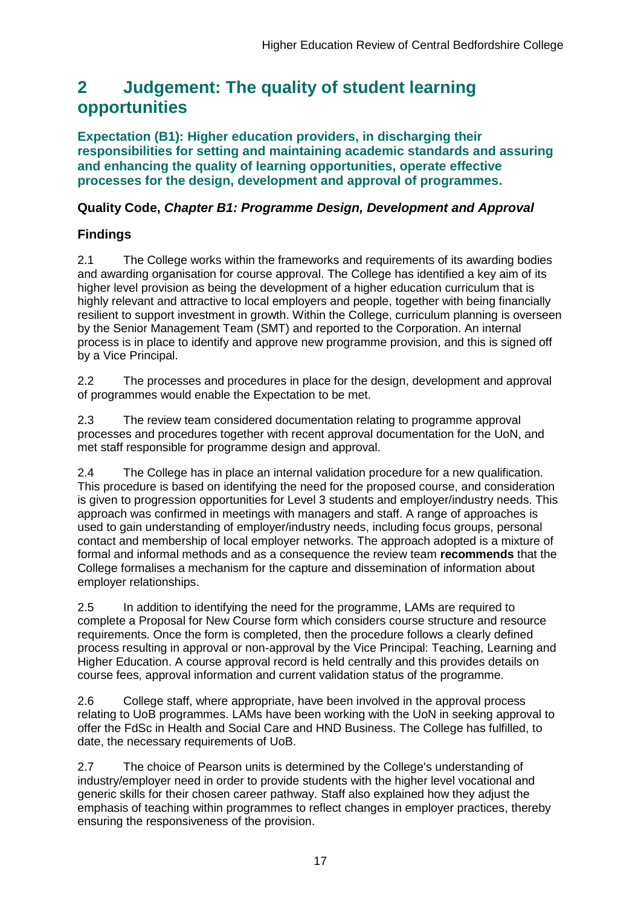# 2 Judgement: The quality of student learning opportunities

**Expectation (B1): Higher education providers, in discharging their responsibilities for setting and maintaining academic standards and assuring and enhancing the quality of learning opportunities, operate effective processes for the design, development and approval of programmes.**

### Quality Code, *Chapter B1: Programme Design, Development and Approval*

### Findings

2.1 The College works within the frameworks and requirements of its awarding bodies and awarding organisation for course approval. The College has identified a key aim of its higher level provision as being the development of a higher education curriculum that is highly relevant and attractive to local employers and people, together with being financially resilient to support investment in growth. Within the College, curriculum planning is overseen by the Senior Management Team (SMT) and reported to the Corporation. An internal process is in place to identify and approve new programme provision, and this is signed off by a Vice Principal.

2.2 The processes and procedures in place for the design, development and approval of programmes would enable the Expectation to be met.

2.3 The review team considered documentation relating to programme approval processes and procedures together with recent approval documentation for the UoN, and met staff responsible for programme design and approval.

2.4 The College has in place an internal validation procedure for a new qualification. This procedure is based on identifying the need for the proposed course, and consideration is given to progression opportunities for Level 3 students and employer/industry needs. This approach was confirmed in meetings with managers and staff. A range of approaches is used to gain understanding of employer/industry needs, including focus groups, personal contact and membership of local employer networks. The approach adopted is a mixture of formal and informal methods and as a consequence the review team **recommends** that the College formalises a mechanism for the capture and dissemination of information about employer relationships.

2.5 In addition to identifying the need for the programme, LAMs are required to complete a Proposal for New Course form which considers course structure and resource requirements. Once the form is completed, then the procedure follows a clearly defined process resulting in approval or non-approval by the Vice Principal: Teaching, Learning and Higher Education. A course approval record is held centrally and this provides details on course fees, approval information and current validation status of the programme.

2.6 College staff, where appropriate, have been involved in the approval process relating to UoB programmes. LAMs have been working with the UoN in seeking approval to offer the FdSc in Health and Social Care and HND Business. The College has fulfilled, to date, the necessary requirements of UoB.

2.7 The choice of Pearson units is determined by the College's understanding of industry/employer need in order to provide students with the higher level vocational and generic skills for their chosen career pathway. Staff also explained how they adjust the emphasis of teaching within programmes to reflect changes in employer practices, thereby ensuring the responsiveness of the provision.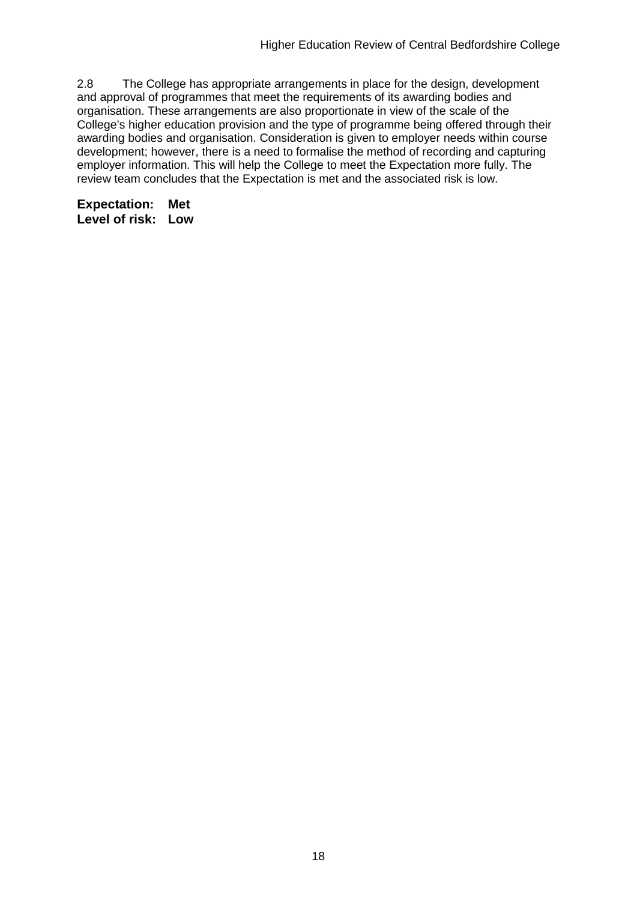2.8 The College has appropriate arrangements in place for the design, development and approval of programmes that meet the requirements of its awarding bodies and organisation. These arrangements are also proportionate in view of the scale of the College's higher education provision and the type of programme being offered through their awarding bodies and organisation. Consideration is given to employer needs within course development; however, there is a need to formalise the method of recording and capturing employer information. This will help the College to meet the Expectation more fully. The review team concludes that the Expectation is met and the associated risk is low.

**Expectation: Met**
**Level of risk: Low**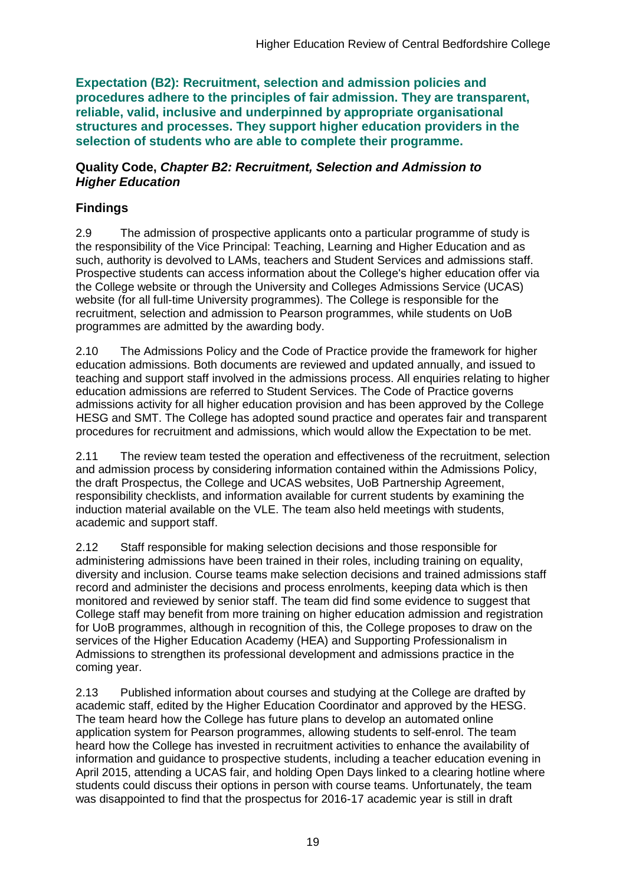**Expectation (B2): Recruitment, selection and admission policies and procedures adhere to the principles of fair admission. They are transparent, reliable, valid, inclusive and underpinned by appropriate organisational structures and processes. They support higher education providers in the selection of students who are able to complete their programme.**

### Quality Code, *Chapter B2: Recruitment, Selection and Admission to Higher Education*

### Findings

2.9 The admission of prospective applicants onto a particular programme of study is the responsibility of the Vice Principal: Teaching, Learning and Higher Education and as such, authority is devolved to LAMs, teachers and Student Services and admissions staff. Prospective students can access information about the College's higher education offer via the College website or through the University and Colleges Admissions Service (UCAS) website (for all full-time University programmes). The College is responsible for the recruitment, selection and admission to Pearson programmes, while students on UoB programmes are admitted by the awarding body.

2.10 The Admissions Policy and the Code of Practice provide the framework for higher education admissions. Both documents are reviewed and updated annually, and issued to teaching and support staff involved in the admissions process. All enquiries relating to higher education admissions are referred to Student Services. The Code of Practice governs admissions activity for all higher education provision and has been approved by the College HESG and SMT. The College has adopted sound practice and operates fair and transparent procedures for recruitment and admissions, which would allow the Expectation to be met.

2.11 The review team tested the operation and effectiveness of the recruitment, selection and admission process by considering information contained within the Admissions Policy, the draft Prospectus, the College and UCAS websites, UoB Partnership Agreement, responsibility checklists, and information available for current students by examining the induction material available on the VLE. The team also held meetings with students, academic and support staff.

2.12 Staff responsible for making selection decisions and those responsible for administering admissions have been trained in their roles, including training on equality, diversity and inclusion. Course teams make selection decisions and trained admissions staff record and administer the decisions and process enrolments, keeping data which is then monitored and reviewed by senior staff. The team did find some evidence to suggest that College staff may benefit from more training on higher education admission and registration for UoB programmes, although in recognition of this, the College proposes to draw on the services of the Higher Education Academy (HEA) and Supporting Professionalism in Admissions to strengthen its professional development and admissions practice in the coming year.

2.13 Published information about courses and studying at the College are drafted by academic staff, edited by the Higher Education Coordinator and approved by the HESG. The team heard how the College has future plans to develop an automated online application system for Pearson programmes, allowing students to self-enrol. The team heard how the College has invested in recruitment activities to enhance the availability of information and guidance to prospective students, including a teacher education evening in April 2015, attending a UCAS fair, and holding Open Days linked to a clearing hotline where students could discuss their options in person with course teams. Unfortunately, the team was disappointed to find that the prospectus for 2016-17 academic year is still in draft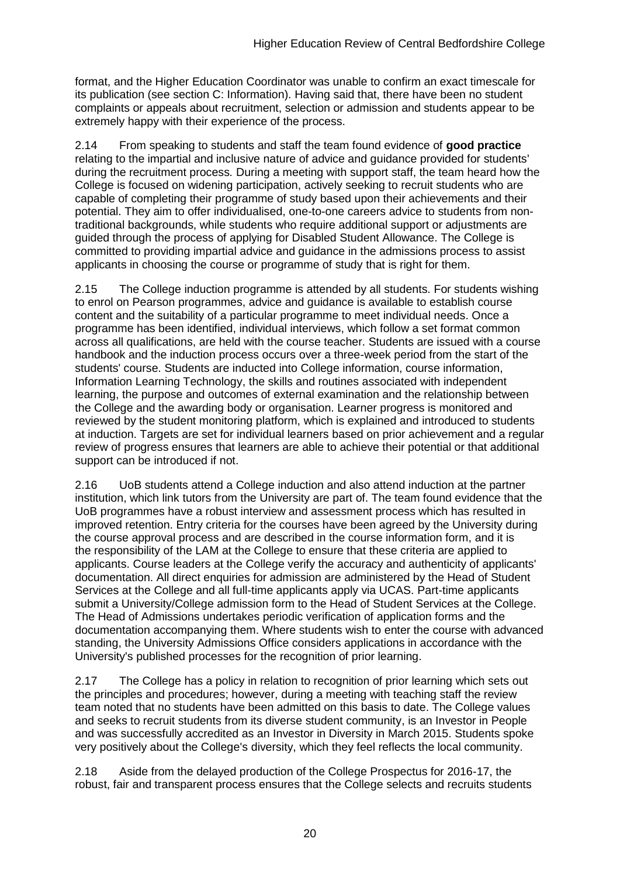format, and the Higher Education Coordinator was unable to confirm an exact timescale for its publication (see section C: Information). Having said that, there have been no student complaints or appeals about recruitment, selection or admission and students appear to be extremely happy with their experience of the process.

2.14 From speaking to students and staff the team found evidence of **good practice** relating to the impartial and inclusive nature of advice and guidance provided for students' during the recruitment process*.* During a meeting with support staff, the team heard how the College is focused on widening participation, actively seeking to recruit students who are capable of completing their programme of study based upon their achievements and their potential. They aim to offer individualised, one-to-one careers advice to students from non-traditional backgrounds, while students who require additional support or adjustments are guided through the process of applying for Disabled Student Allowance. The College is committed to providing impartial advice and guidance in the admissions process to assist applicants in choosing the course or programme of study that is right for them.

2.15 The College induction programme is attended by all students. For students wishing to enrol on Pearson programmes, advice and guidance is available to establish course content and the suitability of a particular programme to meet individual needs. Once a programme has been identified, individual interviews, which follow a set format common across all qualifications, are held with the course teacher. Students are issued with a course handbook and the induction process occurs over a three-week period from the start of the students' course. Students are inducted into College information, course information, Information Learning Technology, the skills and routines associated with independent learning, the purpose and outcomes of external examination and the relationship between the College and the awarding body or organisation. Learner progress is monitored and reviewed by the student monitoring platform, which is explained and introduced to students at induction. Targets are set for individual learners based on prior achievement and a regular review of progress ensures that learners are able to achieve their potential or that additional support can be introduced if not.

2.16 UoB students attend a College induction and also attend induction at the partner institution, which link tutors from the University are part of. The team found evidence that the UoB programmes have a robust interview and assessment process which has resulted in improved retention. Entry criteria for the courses have been agreed by the University during the course approval process and are described in the course information form, and it is the responsibility of the LAM at the College to ensure that these criteria are applied to applicants. Course leaders at the College verify the accuracy and authenticity of applicants' documentation. All direct enquiries for admission are administered by the Head of Student Services at the College and all full-time applicants apply via UCAS. Part-time applicants submit a University/College admission form to the Head of Student Services at the College. The Head of Admissions undertakes periodic verification of application forms and the documentation accompanying them. Where students wish to enter the course with advanced standing, the University Admissions Office considers applications in accordance with the University's published processes for the recognition of prior learning.

2.17 The College has a policy in relation to recognition of prior learning which sets out the principles and procedures; however, during a meeting with teaching staff the review team noted that no students have been admitted on this basis to date. The College values and seeks to recruit students from its diverse student community, is an Investor in People and was successfully accredited as an Investor in Diversity in March 2015. Students spoke very positively about the College's diversity, which they feel reflects the local community.

2.18 Aside from the delayed production of the College Prospectus for 2016-17, the robust, fair and transparent process ensures that the College selects and recruits students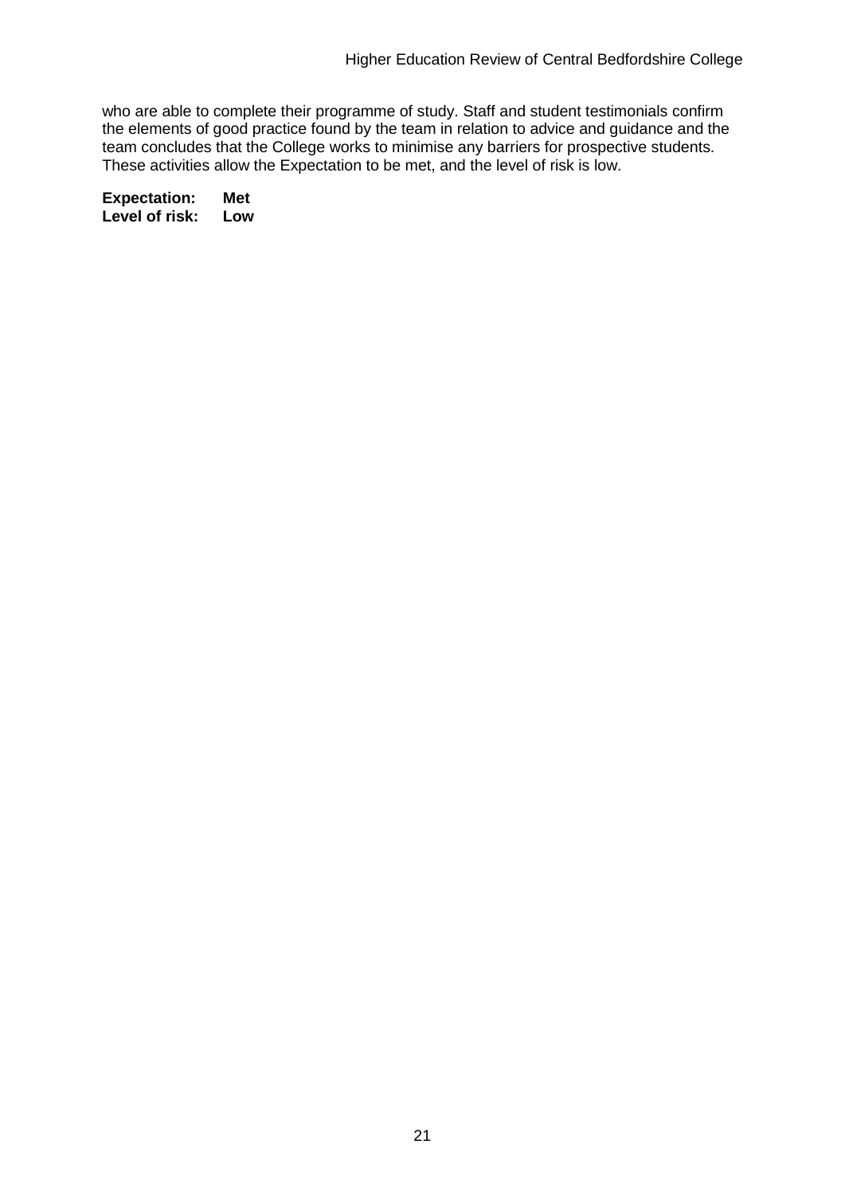who are able to complete their programme of study. Staff and student testimonials confirm the elements of good practice found by the team in relation to advice and guidance and the team concludes that the College works to minimise any barriers for prospective students. These activities allow the Expectation to be met, and the level of risk is low.

**Expectation: Met**
**Level of risk: Low**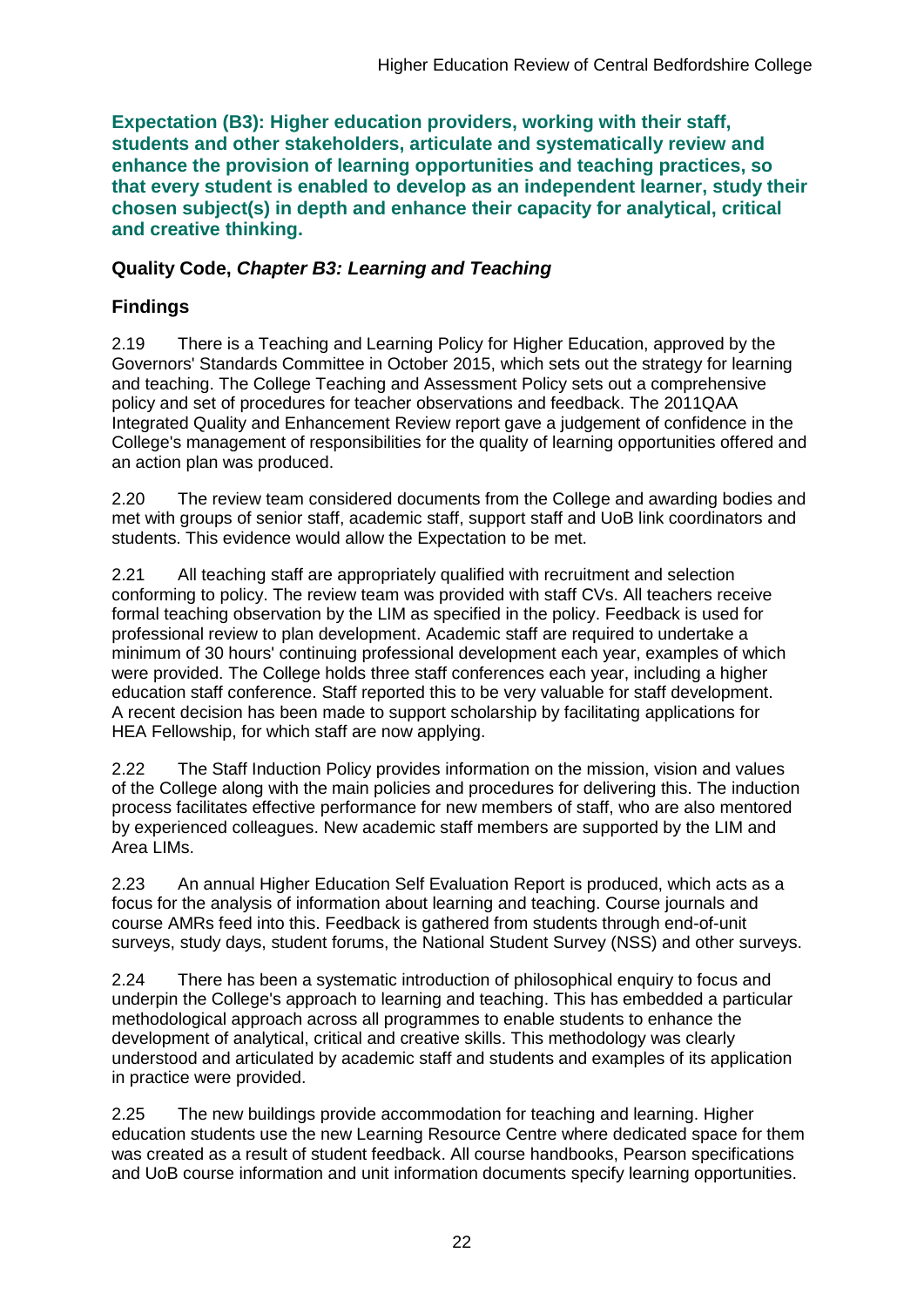**Expectation (B3): Higher education providers, working with their staff, students and other stakeholders, articulate and systematically review and enhance the provision of learning opportunities and teaching practices, so that every student is enabled to develop as an independent learner, study their chosen subject(s) in depth and enhance their capacity for analytical, critical and creative thinking.**

### Quality Code, *Chapter B3: Learning and Teaching*

### Findings

2.19 There is a Teaching and Learning Policy for Higher Education, approved by the Governors' Standards Committee in October 2015, which sets out the strategy for learning and teaching. The College Teaching and Assessment Policy sets out a comprehensive policy and set of procedures for teacher observations and feedback. The 2011QAA Integrated Quality and Enhancement Review report gave a judgement of confidence in the College's management of responsibilities for the quality of learning opportunities offered and an action plan was produced.

2.20 The review team considered documents from the College and awarding bodies and met with groups of senior staff, academic staff, support staff and UoB link coordinators and students. This evidence would allow the Expectation to be met.

2.21 All teaching staff are appropriately qualified with recruitment and selection conforming to policy. The review team was provided with staff CVs. All teachers receive formal teaching observation by the LIM as specified in the policy. Feedback is used for professional review to plan development. Academic staff are required to undertake a minimum of 30 hours' continuing professional development each year, examples of which were provided. The College holds three staff conferences each year, including a higher education staff conference. Staff reported this to be very valuable for staff development. A recent decision has been made to support scholarship by facilitating applications for HEA Fellowship, for which staff are now applying.

2.22 The Staff Induction Policy provides information on the mission, vision and values of the College along with the main policies and procedures for delivering this. The induction process facilitates effective performance for new members of staff, who are also mentored by experienced colleagues. New academic staff members are supported by the LIM and Area LIMs.

2.23 An annual Higher Education Self Evaluation Report is produced, which acts as a focus for the analysis of information about learning and teaching. Course journals and course AMRs feed into this. Feedback is gathered from students through end-of-unit surveys, study days, student forums, the National Student Survey (NSS) and other surveys.

2.24 There has been a systematic introduction of philosophical enquiry to focus and underpin the College's approach to learning and teaching. This has embedded a particular methodological approach across all programmes to enable students to enhance the development of analytical, critical and creative skills. This methodology was clearly understood and articulated by academic staff and students and examples of its application in practice were provided.

2.25 The new buildings provide accommodation for teaching and learning. Higher education students use the new Learning Resource Centre where dedicated space for them was created as a result of student feedback. All course handbooks, Pearson specifications and UoB course information and unit information documents specify learning opportunities.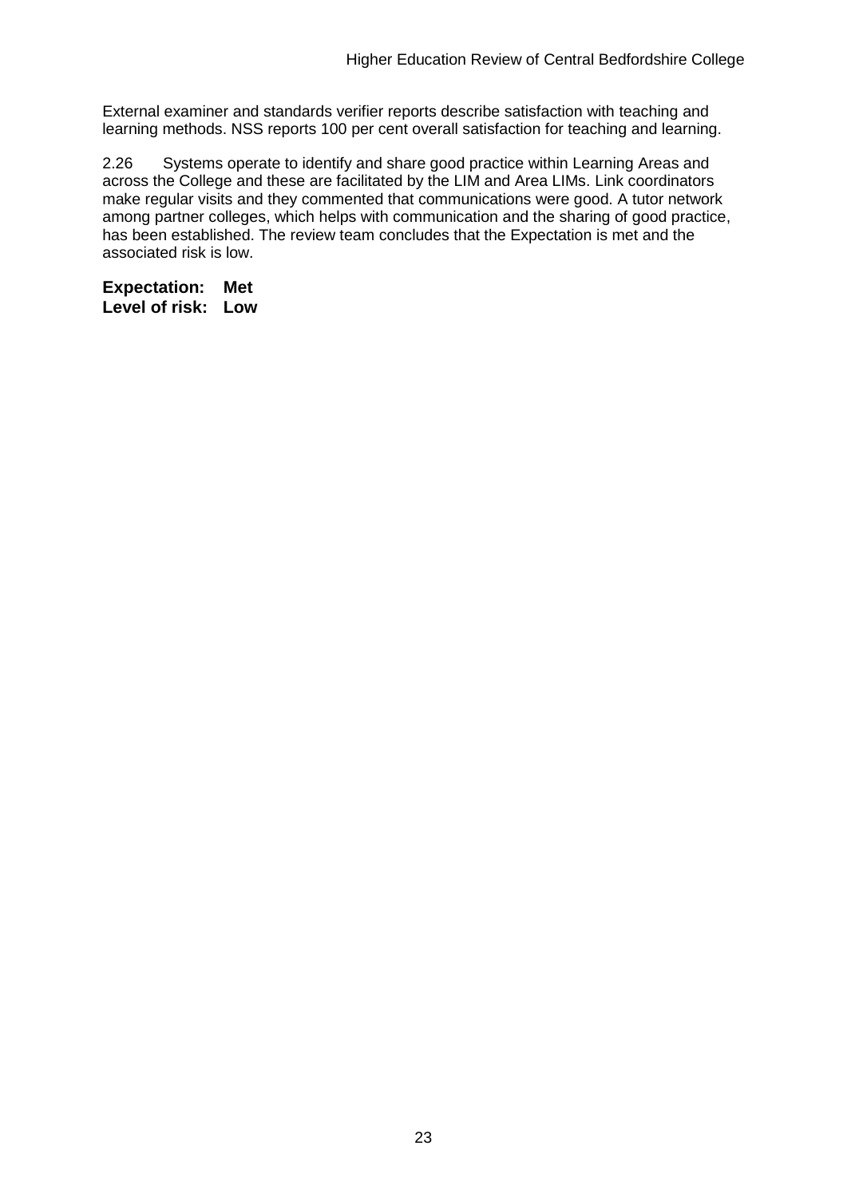External examiner and standards verifier reports describe satisfaction with teaching and learning methods. NSS reports 100 per cent overall satisfaction for teaching and learning.

2.26 Systems operate to identify and share good practice within Learning Areas and across the College and these are facilitated by the LIM and Area LIMs. Link coordinators make regular visits and they commented that communications were good. A tutor network among partner colleges, which helps with communication and the sharing of good practice, has been established. The review team concludes that the Expectation is met and the associated risk is low.

**Expectation: Met**
**Level of risk: Low**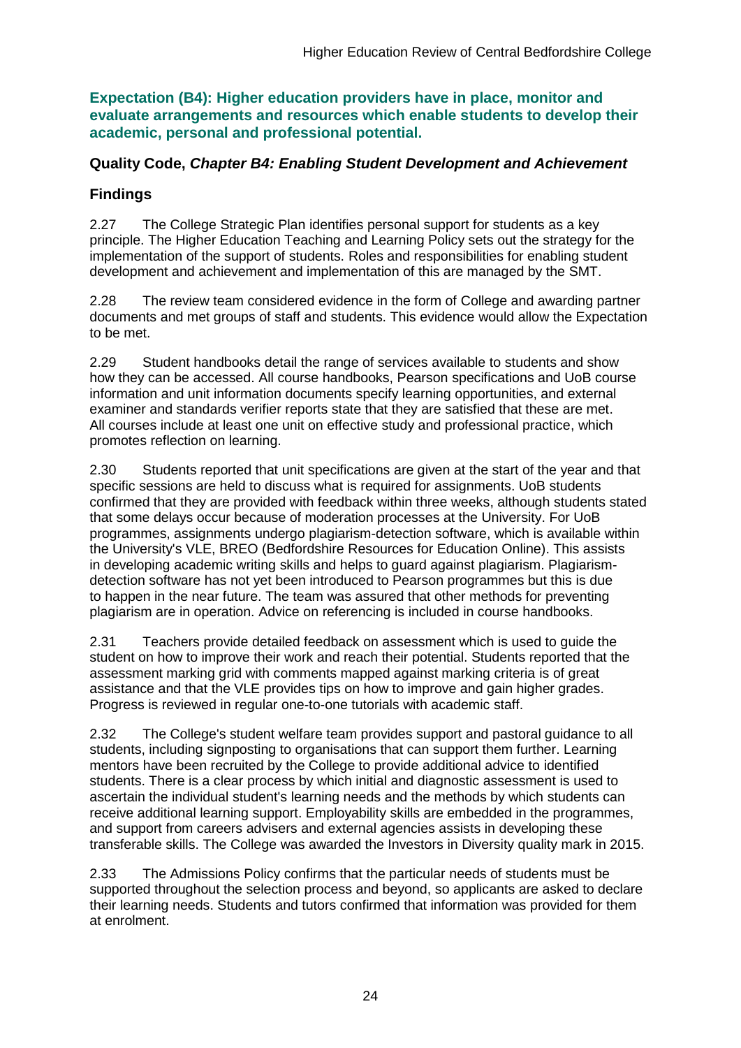**Expectation (B4): Higher education providers have in place, monitor and evaluate arrangements and resources which enable students to develop their academic, personal and professional potential.**

**Quality Code, *Chapter B4: Enabling Student Development and Achievement***

## Findings

2.27 The College Strategic Plan identifies personal support for students as a key principle. The Higher Education Teaching and Learning Policy sets out the strategy for the implementation of the support of students. Roles and responsibilities for enabling student development and achievement and implementation of this are managed by the SMT.

2.28 The review team considered evidence in the form of College and awarding partner documents and met groups of staff and students. This evidence would allow the Expectation to be met.

2.29 Student handbooks detail the range of services available to students and show how they can be accessed. All course handbooks, Pearson specifications and UoB course information and unit information documents specify learning opportunities, and external examiner and standards verifier reports state that they are satisfied that these are met. All courses include at least one unit on effective study and professional practice, which promotes reflection on learning.

2.30 Students reported that unit specifications are given at the start of the year and that specific sessions are held to discuss what is required for assignments. UoB students confirmed that they are provided with feedback within three weeks, although students stated that some delays occur because of moderation processes at the University. For UoB programmes, assignments undergo plagiarism-detection software, which is available within the University's VLE, BREO (Bedfordshire Resources for Education Online). This assists in developing academic writing skills and helps to guard against plagiarism. Plagiarism-detection software has not yet been introduced to Pearson programmes but this is due to happen in the near future. The team was assured that other methods for preventing plagiarism are in operation. Advice on referencing is included in course handbooks.

2.31 Teachers provide detailed feedback on assessment which is used to guide the student on how to improve their work and reach their potential. Students reported that the assessment marking grid with comments mapped against marking criteria is of great assistance and that the VLE provides tips on how to improve and gain higher grades. Progress is reviewed in regular one-to-one tutorials with academic staff.

2.32 The College's student welfare team provides support and pastoral guidance to all students, including signposting to organisations that can support them further. Learning mentors have been recruited by the College to provide additional advice to identified students. There is a clear process by which initial and diagnostic assessment is used to ascertain the individual student's learning needs and the methods by which students can receive additional learning support. Employability skills are embedded in the programmes, and support from careers advisers and external agencies assists in developing these transferable skills. The College was awarded the Investors in Diversity quality mark in 2015.

2.33 The Admissions Policy confirms that the particular needs of students must be supported throughout the selection process and beyond, so applicants are asked to declare their learning needs. Students and tutors confirmed that information was provided for them at enrolment.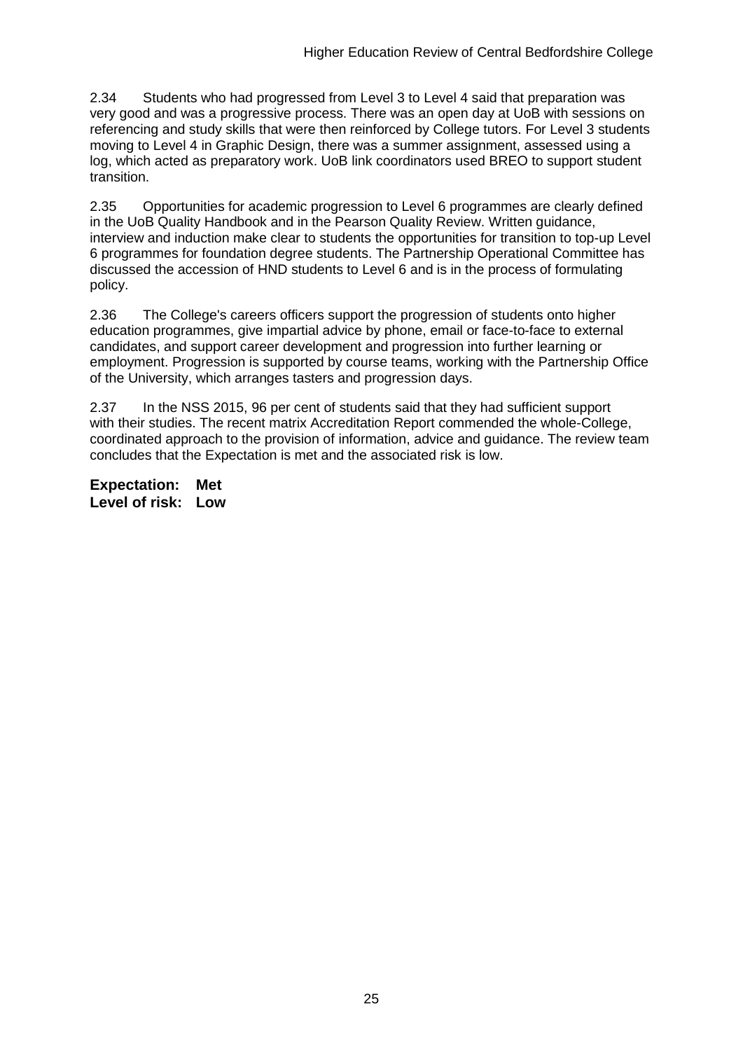2.34 Students who had progressed from Level 3 to Level 4 said that preparation was very good and was a progressive process. There was an open day at UoB with sessions on referencing and study skills that were then reinforced by College tutors. For Level 3 students moving to Level 4 in Graphic Design, there was a summer assignment, assessed using a log, which acted as preparatory work. UoB link coordinators used BREO to support student transition.

2.35 Opportunities for academic progression to Level 6 programmes are clearly defined in the UoB Quality Handbook and in the Pearson Quality Review. Written guidance, interview and induction make clear to students the opportunities for transition to top-up Level 6 programmes for foundation degree students. The Partnership Operational Committee has discussed the accession of HND students to Level 6 and is in the process of formulating policy.

2.36 The College's careers officers support the progression of students onto higher education programmes, give impartial advice by phone, email or face-to-face to external candidates, and support career development and progression into further learning or employment. Progression is supported by course teams, working with the Partnership Office of the University, which arranges tasters and progression days.

2.37 In the NSS 2015, 96 per cent of students said that they had sufficient support with their studies. The recent matrix Accreditation Report commended the whole-College, coordinated approach to the provision of information, advice and guidance. The review team concludes that the Expectation is met and the associated risk is low.

**Expectation: Met**
**Level of risk: Low**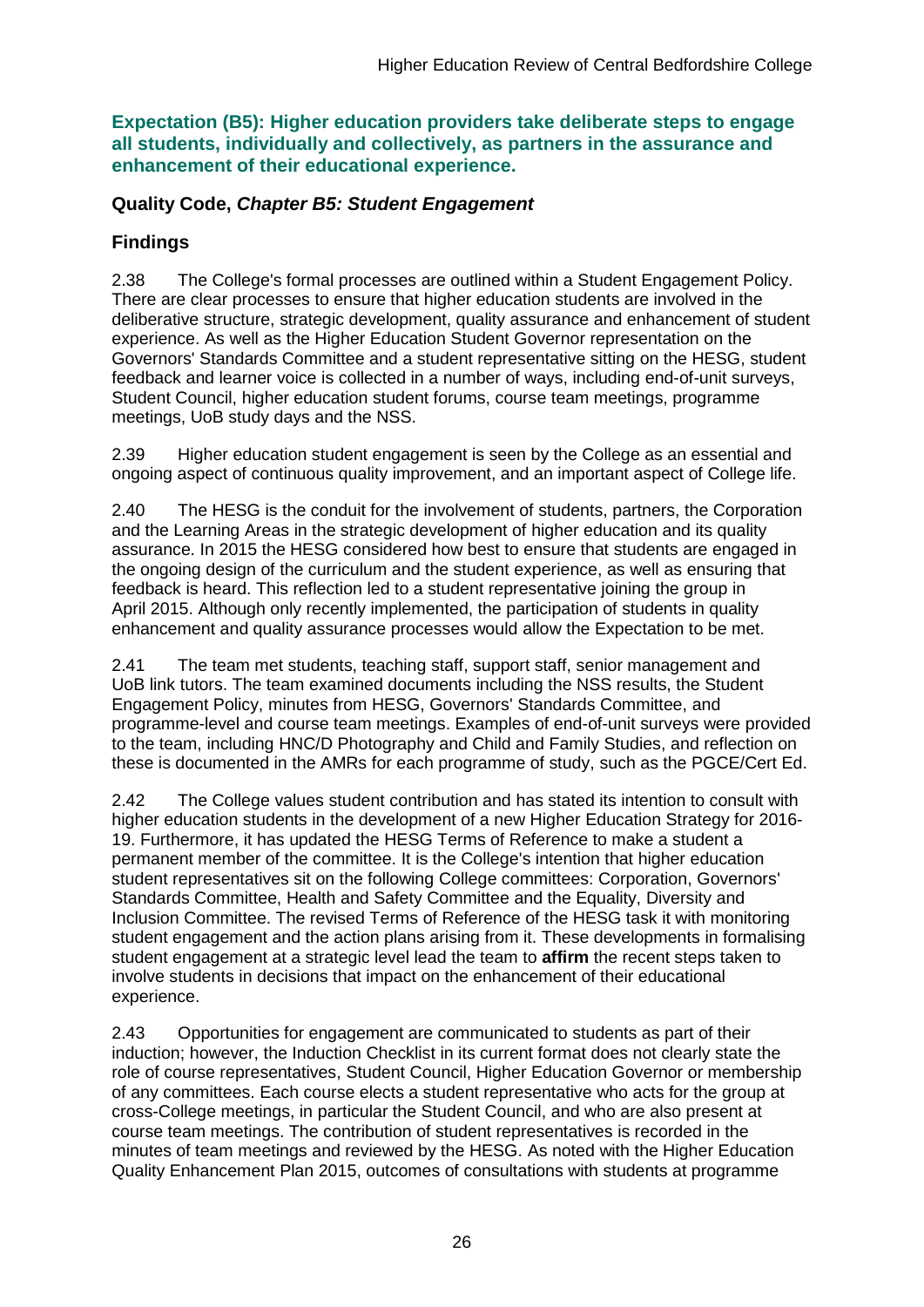### Expectation (B5): Higher education providers take deliberate steps to engage all students, individually and collectively, as partners in the assurance and enhancement of their educational experience.

### Quality Code, *Chapter B5: Student Engagement*

### Findings

2.38 The College's formal processes are outlined within a Student Engagement Policy. There are clear processes to ensure that higher education students are involved in the deliberative structure, strategic development, quality assurance and enhancement of student experience. As well as the Higher Education Student Governor representation on the Governors' Standards Committee and a student representative sitting on the HESG, student feedback and learner voice is collected in a number of ways, including end-of-unit surveys, Student Council, higher education student forums, course team meetings, programme meetings, UoB study days and the NSS.

2.39 Higher education student engagement is seen by the College as an essential and ongoing aspect of continuous quality improvement, and an important aspect of College life.

2.40 The HESG is the conduit for the involvement of students, partners, the Corporation and the Learning Areas in the strategic development of higher education and its quality assurance. In 2015 the HESG considered how best to ensure that students are engaged in the ongoing design of the curriculum and the student experience, as well as ensuring that feedback is heard. This reflection led to a student representative joining the group in April 2015. Although only recently implemented, the participation of students in quality enhancement and quality assurance processes would allow the Expectation to be met.

2.41 The team met students, teaching staff, support staff, senior management and UoB link tutors. The team examined documents including the NSS results, the Student Engagement Policy, minutes from HESG, Governors' Standards Committee, and programme-level and course team meetings. Examples of end-of-unit surveys were provided to the team, including HNC/D Photography and Child and Family Studies, and reflection on these is documented in the AMRs for each programme of study, such as the PGCE/Cert Ed.

2.42 The College values student contribution and has stated its intention to consult with higher education students in the development of a new Higher Education Strategy for 2016-19. Furthermore, it has updated the HESG Terms of Reference to make a student a permanent member of the committee. It is the College's intention that higher education student representatives sit on the following College committees: Corporation, Governors' Standards Committee, Health and Safety Committee and the Equality, Diversity and Inclusion Committee. The revised Terms of Reference of the HESG task it with monitoring student engagement and the action plans arising from it. These developments in formalising student engagement at a strategic level lead the team to **affirm** the recent steps taken to involve students in decisions that impact on the enhancement of their educational experience.

2.43 Opportunities for engagement are communicated to students as part of their induction; however, the Induction Checklist in its current format does not clearly state the role of course representatives, Student Council, Higher Education Governor or membership of any committees. Each course elects a student representative who acts for the group at cross-College meetings, in particular the Student Council, and who are also present at course team meetings. The contribution of student representatives is recorded in the minutes of team meetings and reviewed by the HESG. As noted with the Higher Education Quality Enhancement Plan 2015, outcomes of consultations with students at programme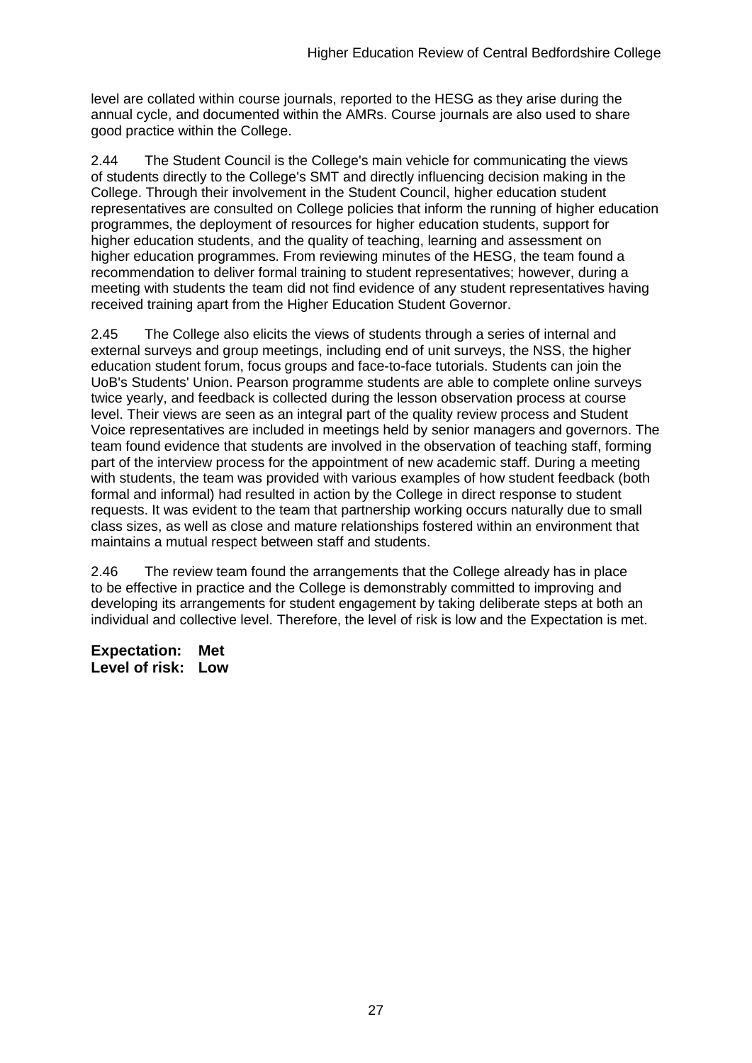level are collated within course journals, reported to the HESG as they arise during the annual cycle, and documented within the AMRs. Course journals are also used to share good practice within the College.

2.44 The Student Council is the College's main vehicle for communicating the views of students directly to the College's SMT and directly influencing decision making in the College. Through their involvement in the Student Council, higher education student representatives are consulted on College policies that inform the running of higher education programmes, the deployment of resources for higher education students, support for higher education students, and the quality of teaching, learning and assessment on higher education programmes. From reviewing minutes of the HESG, the team found a recommendation to deliver formal training to student representatives; however, during a meeting with students the team did not find evidence of any student representatives having received training apart from the Higher Education Student Governor.

2.45 The College also elicits the views of students through a series of internal and external surveys and group meetings, including end of unit surveys, the NSS, the higher education student forum, focus groups and face-to-face tutorials. Students can join the UoB's Students' Union. Pearson programme students are able to complete online surveys twice yearly, and feedback is collected during the lesson observation process at course level. Their views are seen as an integral part of the quality review process and Student Voice representatives are included in meetings held by senior managers and governors. The team found evidence that students are involved in the observation of teaching staff, forming part of the interview process for the appointment of new academic staff. During a meeting with students, the team was provided with various examples of how student feedback (both formal and informal) had resulted in action by the College in direct response to student requests. It was evident to the team that partnership working occurs naturally due to small class sizes, as well as close and mature relationships fostered within an environment that maintains a mutual respect between staff and students.

2.46 The review team found the arrangements that the College already has in place to be effective in practice and the College is demonstrably committed to improving and developing its arrangements for student engagement by taking deliberate steps at both an individual and collective level. Therefore, the level of risk is low and the Expectation is met.

**Expectation: Met**
**Level of risk: Low**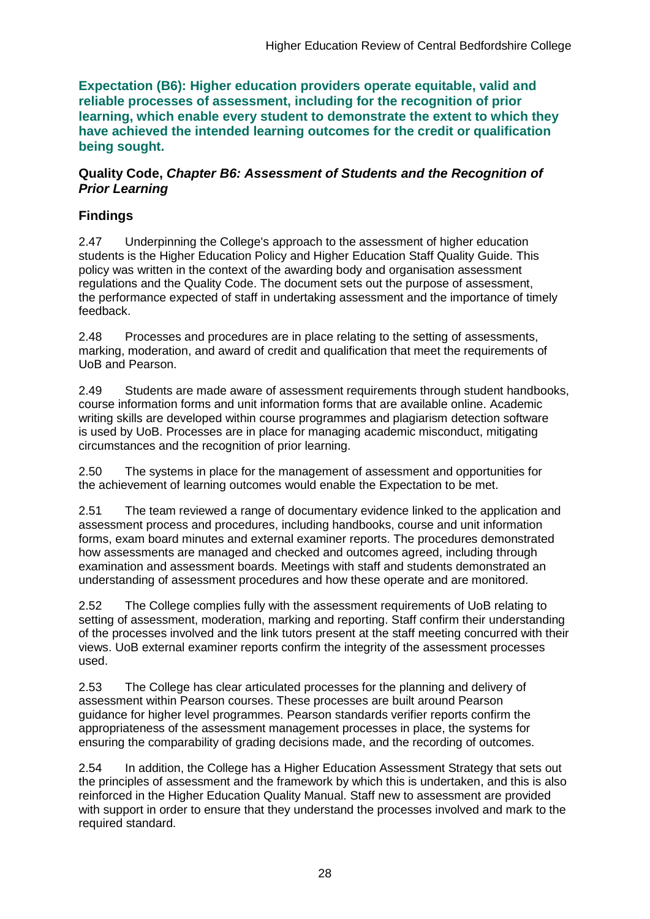**Expectation (B6): Higher education providers operate equitable, valid and reliable processes of assessment, including for the recognition of prior learning, which enable every student to demonstrate the extent to which they have achieved the intended learning outcomes for the credit or qualification being sought.**

**Quality Code, *Chapter B6: Assessment of Students and the Recognition of Prior Learning***

## Findings

2.47 Underpinning the College's approach to the assessment of higher education students is the Higher Education Policy and Higher Education Staff Quality Guide. This policy was written in the context of the awarding body and organisation assessment regulations and the Quality Code. The document sets out the purpose of assessment, the performance expected of staff in undertaking assessment and the importance of timely feedback.

2.48 Processes and procedures are in place relating to the setting of assessments, marking, moderation, and award of credit and qualification that meet the requirements of UoB and Pearson.

2.49 Students are made aware of assessment requirements through student handbooks, course information forms and unit information forms that are available online. Academic writing skills are developed within course programmes and plagiarism detection software is used by UoB. Processes are in place for managing academic misconduct, mitigating circumstances and the recognition of prior learning.

2.50 The systems in place for the management of assessment and opportunities for the achievement of learning outcomes would enable the Expectation to be met.

2.51 The team reviewed a range of documentary evidence linked to the application and assessment process and procedures, including handbooks, course and unit information forms, exam board minutes and external examiner reports. The procedures demonstrated how assessments are managed and checked and outcomes agreed, including through examination and assessment boards. Meetings with staff and students demonstrated an understanding of assessment procedures and how these operate and are monitored.

2.52 The College complies fully with the assessment requirements of UoB relating to setting of assessment, moderation, marking and reporting. Staff confirm their understanding of the processes involved and the link tutors present at the staff meeting concurred with their views. UoB external examiner reports confirm the integrity of the assessment processes used.

2.53 The College has clear articulated processes for the planning and delivery of assessment within Pearson courses. These processes are built around Pearson guidance for higher level programmes. Pearson standards verifier reports confirm the appropriateness of the assessment management processes in place, the systems for ensuring the comparability of grading decisions made, and the recording of outcomes.

2.54 In addition, the College has a Higher Education Assessment Strategy that sets out the principles of assessment and the framework by which this is undertaken, and this is also reinforced in the Higher Education Quality Manual. Staff new to assessment are provided with support in order to ensure that they understand the processes involved and mark to the required standard.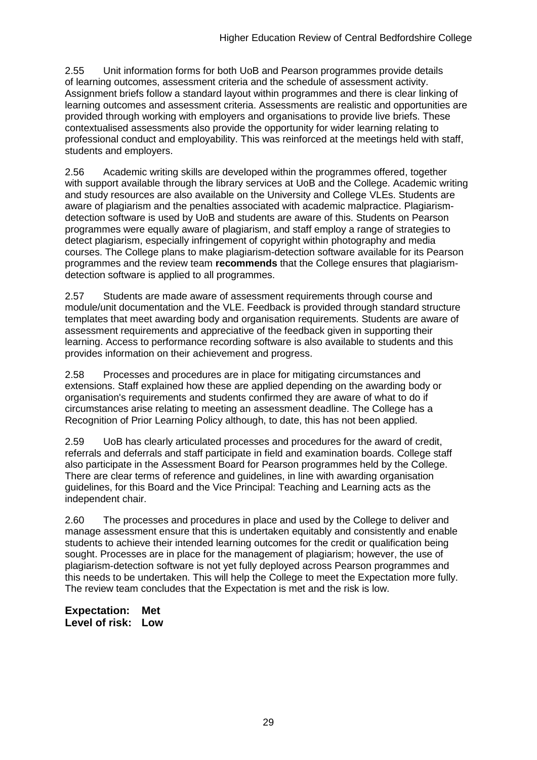2.55 Unit information forms for both UoB and Pearson programmes provide details of learning outcomes, assessment criteria and the schedule of assessment activity. Assignment briefs follow a standard layout within programmes and there is clear linking of learning outcomes and assessment criteria. Assessments are realistic and opportunities are provided through working with employers and organisations to provide live briefs. These contextualised assessments also provide the opportunity for wider learning relating to professional conduct and employability. This was reinforced at the meetings held with staff, students and employers.

2.56 Academic writing skills are developed within the programmes offered, together with support available through the library services at UoB and the College. Academic writing and study resources are also available on the University and College VLEs. Students are aware of plagiarism and the penalties associated with academic malpractice. Plagiarism-detection software is used by UoB and students are aware of this. Students on Pearson programmes were equally aware of plagiarism, and staff employ a range of strategies to detect plagiarism, especially infringement of copyright within photography and media courses. The College plans to make plagiarism-detection software available for its Pearson programmes and the review team **recommends** that the College ensures that plagiarism-detection software is applied to all programmes.

2.57 Students are made aware of assessment requirements through course and module/unit documentation and the VLE. Feedback is provided through standard structure templates that meet awarding body and organisation requirements. Students are aware of assessment requirements and appreciative of the feedback given in supporting their learning. Access to performance recording software is also available to students and this provides information on their achievement and progress.

2.58 Processes and procedures are in place for mitigating circumstances and extensions. Staff explained how these are applied depending on the awarding body or organisation's requirements and students confirmed they are aware of what to do if circumstances arise relating to meeting an assessment deadline. The College has a Recognition of Prior Learning Policy although, to date, this has not been applied.

2.59 UoB has clearly articulated processes and procedures for the award of credit, referrals and deferrals and staff participate in field and examination boards. College staff also participate in the Assessment Board for Pearson programmes held by the College. There are clear terms of reference and guidelines, in line with awarding organisation guidelines, for this Board and the Vice Principal: Teaching and Learning acts as the independent chair.

2.60 The processes and procedures in place and used by the College to deliver and manage assessment ensure that this is undertaken equitably and consistently and enable students to achieve their intended learning outcomes for the credit or qualification being sought. Processes are in place for the management of plagiarism; however, the use of plagiarism-detection software is not yet fully deployed across Pearson programmes and this needs to be undertaken. This will help the College to meet the Expectation more fully. The review team concludes that the Expectation is met and the risk is low.

**Expectation: Met**
**Level of risk: Low**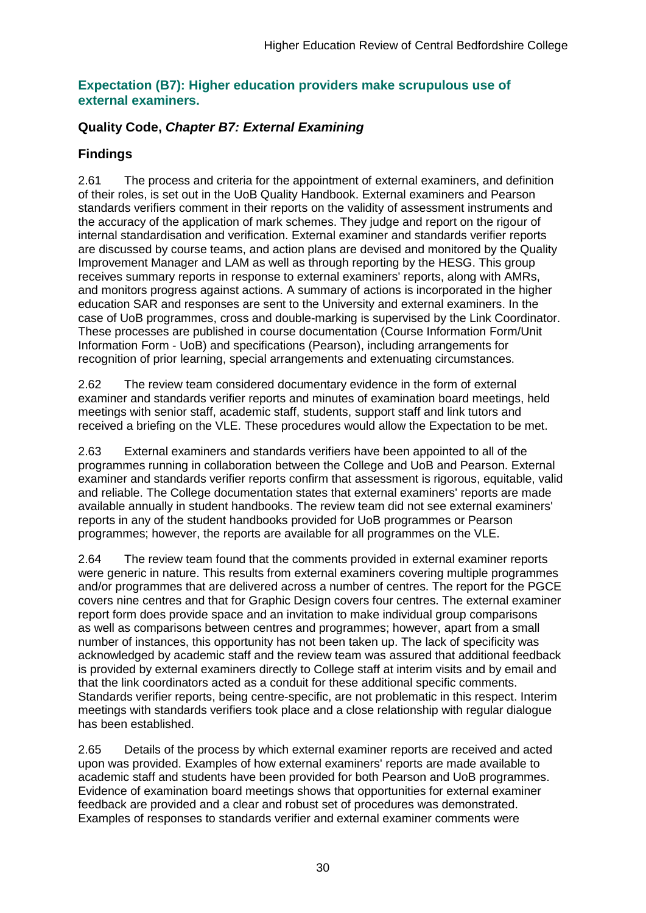## Expectation (B7): Higher education providers make scrupulous use of external examiners.

### Quality Code, *Chapter B7: External Examining*

### Findings

2.61 The process and criteria for the appointment of external examiners, and definition of their roles, is set out in the UoB Quality Handbook. External examiners and Pearson standards verifiers comment in their reports on the validity of assessment instruments and the accuracy of the application of mark schemes. They judge and report on the rigour of internal standardisation and verification. External examiner and standards verifier reports are discussed by course teams, and action plans are devised and monitored by the Quality Improvement Manager and LAM as well as through reporting by the HESG. This group receives summary reports in response to external examiners' reports, along with AMRs, and monitors progress against actions. A summary of actions is incorporated in the higher education SAR and responses are sent to the University and external examiners. In the case of UoB programmes, cross and double-marking is supervised by the Link Coordinator. These processes are published in course documentation (Course Information Form/Unit Information Form - UoB) and specifications (Pearson), including arrangements for recognition of prior learning, special arrangements and extenuating circumstances.

2.62 The review team considered documentary evidence in the form of external examiner and standards verifier reports and minutes of examination board meetings, held meetings with senior staff, academic staff, students, support staff and link tutors and received a briefing on the VLE. These procedures would allow the Expectation to be met.

2.63 External examiners and standards verifiers have been appointed to all of the programmes running in collaboration between the College and UoB and Pearson. External examiner and standards verifier reports confirm that assessment is rigorous, equitable, valid and reliable. The College documentation states that external examiners' reports are made available annually in student handbooks. The review team did not see external examiners' reports in any of the student handbooks provided for UoB programmes or Pearson programmes; however, the reports are available for all programmes on the VLE.

2.64 The review team found that the comments provided in external examiner reports were generic in nature. This results from external examiners covering multiple programmes and/or programmes that are delivered across a number of centres. The report for the PGCE covers nine centres and that for Graphic Design covers four centres. The external examiner report form does provide space and an invitation to make individual group comparisons as well as comparisons between centres and programmes; however, apart from a small number of instances, this opportunity has not been taken up. The lack of specificity was acknowledged by academic staff and the review team was assured that additional feedback is provided by external examiners directly to College staff at interim visits and by email and that the link coordinators acted as a conduit for these additional specific comments. Standards verifier reports, being centre-specific, are not problematic in this respect. Interim meetings with standards verifiers took place and a close relationship with regular dialogue has been established.

2.65 Details of the process by which external examiner reports are received and acted upon was provided. Examples of how external examiners' reports are made available to academic staff and students have been provided for both Pearson and UoB programmes. Evidence of examination board meetings shows that opportunities for external examiner feedback are provided and a clear and robust set of procedures was demonstrated. Examples of responses to standards verifier and external examiner comments were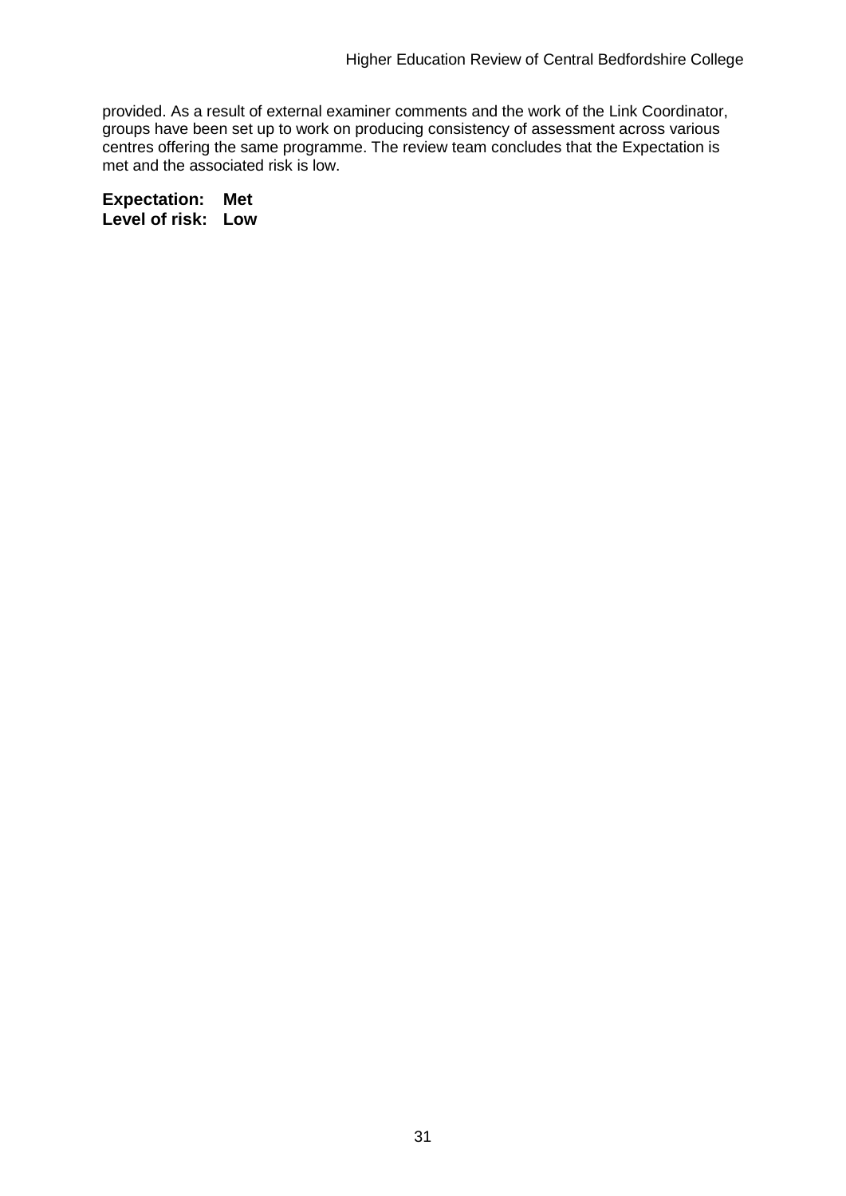provided. As a result of external examiner comments and the work of the Link Coordinator, groups have been set up to work on producing consistency of assessment across various centres offering the same programme. The review team concludes that the Expectation is met and the associated risk is low.

**Expectation: Met**
**Level of risk: Low**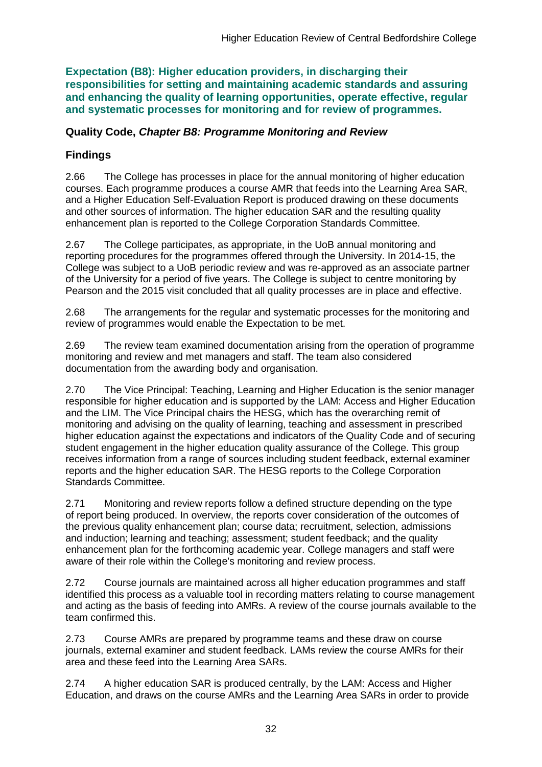**Expectation (B8): Higher education providers, in discharging their responsibilities for setting and maintaining academic standards and assuring and enhancing the quality of learning opportunities, operate effective, regular and systematic processes for monitoring and for review of programmes.**

**Quality Code, *Chapter B8: Programme Monitoring and Review***

## Findings

2.66 The College has processes in place for the annual monitoring of higher education courses. Each programme produces a course AMR that feeds into the Learning Area SAR, and a Higher Education Self-Evaluation Report is produced drawing on these documents and other sources of information. The higher education SAR and the resulting quality enhancement plan is reported to the College Corporation Standards Committee.

2.67 The College participates, as appropriate, in the UoB annual monitoring and reporting procedures for the programmes offered through the University. In 2014-15, the College was subject to a UoB periodic review and was re-approved as an associate partner of the University for a period of five years. The College is subject to centre monitoring by Pearson and the 2015 visit concluded that all quality processes are in place and effective.

2.68 The arrangements for the regular and systematic processes for the monitoring and review of programmes would enable the Expectation to be met.

2.69 The review team examined documentation arising from the operation of programme monitoring and review and met managers and staff. The team also considered documentation from the awarding body and organisation.

2.70 The Vice Principal: Teaching, Learning and Higher Education is the senior manager responsible for higher education and is supported by the LAM: Access and Higher Education and the LIM. The Vice Principal chairs the HESG, which has the overarching remit of monitoring and advising on the quality of learning, teaching and assessment in prescribed higher education against the expectations and indicators of the Quality Code and of securing student engagement in the higher education quality assurance of the College. This group receives information from a range of sources including student feedback, external examiner reports and the higher education SAR. The HESG reports to the College Corporation Standards Committee.

2.71 Monitoring and review reports follow a defined structure depending on the type of report being produced. In overview, the reports cover consideration of the outcomes of the previous quality enhancement plan; course data; recruitment, selection, admissions and induction; learning and teaching; assessment; student feedback; and the quality enhancement plan for the forthcoming academic year. College managers and staff were aware of their role within the College's monitoring and review process.

2.72 Course journals are maintained across all higher education programmes and staff identified this process as a valuable tool in recording matters relating to course management and acting as the basis of feeding into AMRs. A review of the course journals available to the team confirmed this.

2.73 Course AMRs are prepared by programme teams and these draw on course journals, external examiner and student feedback. LAMs review the course AMRs for their area and these feed into the Learning Area SARs.

2.74 A higher education SAR is produced centrally, by the LAM: Access and Higher Education, and draws on the course AMRs and the Learning Area SARs in order to provide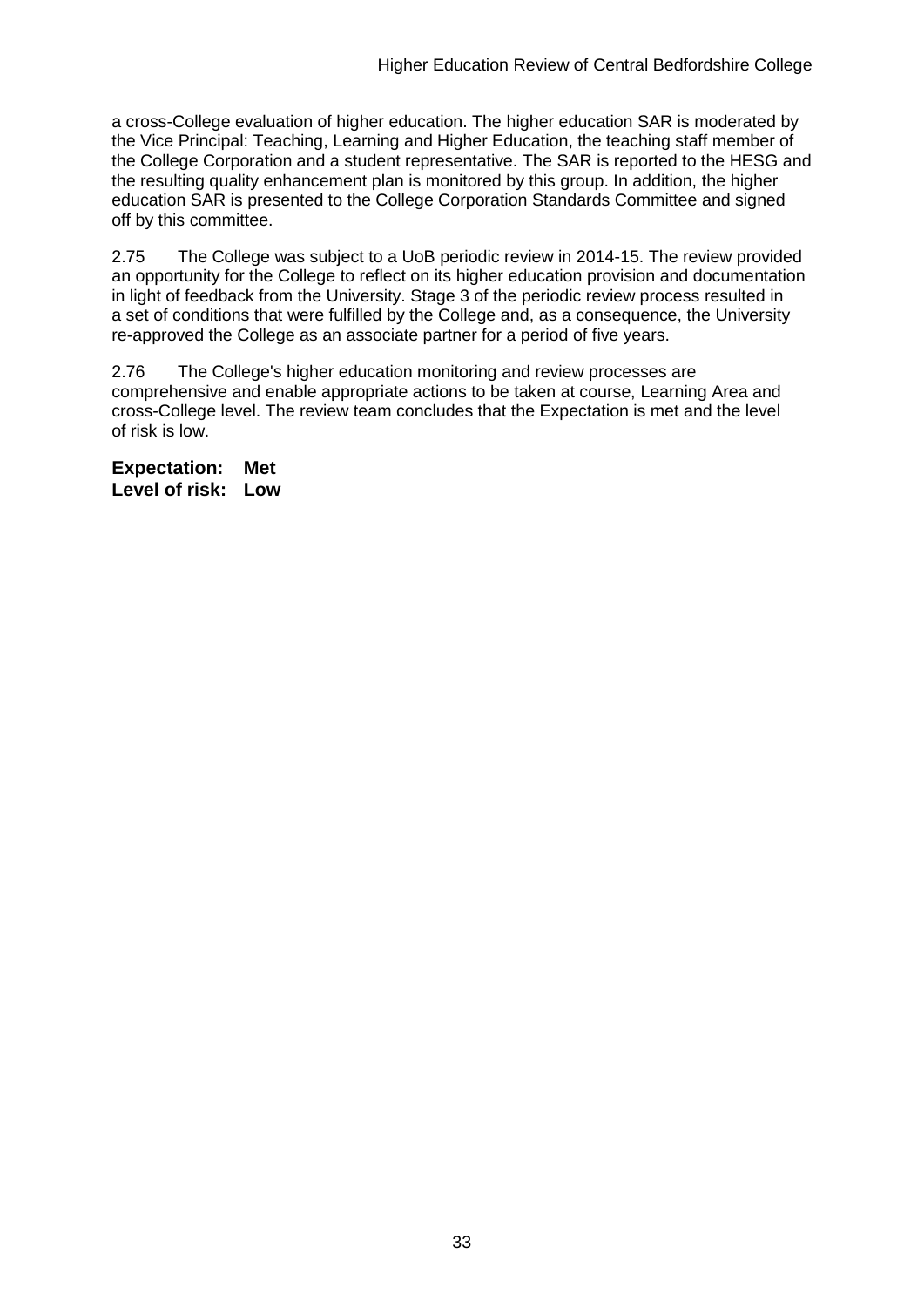a cross-College evaluation of higher education. The higher education SAR is moderated by the Vice Principal: Teaching, Learning and Higher Education, the teaching staff member of the College Corporation and a student representative. The SAR is reported to the HESG and the resulting quality enhancement plan is monitored by this group. In addition, the higher education SAR is presented to the College Corporation Standards Committee and signed off by this committee.

2.75 The College was subject to a UoB periodic review in 2014-15. The review provided an opportunity for the College to reflect on its higher education provision and documentation in light of feedback from the University. Stage 3 of the periodic review process resulted in a set of conditions that were fulfilled by the College and, as a consequence, the University re-approved the College as an associate partner for a period of five years.

2.76 The College's higher education monitoring and review processes are comprehensive and enable appropriate actions to be taken at course, Learning Area and cross-College level. The review team concludes that the Expectation is met and the level of risk is low.

**Expectation: Met**
**Level of risk: Low**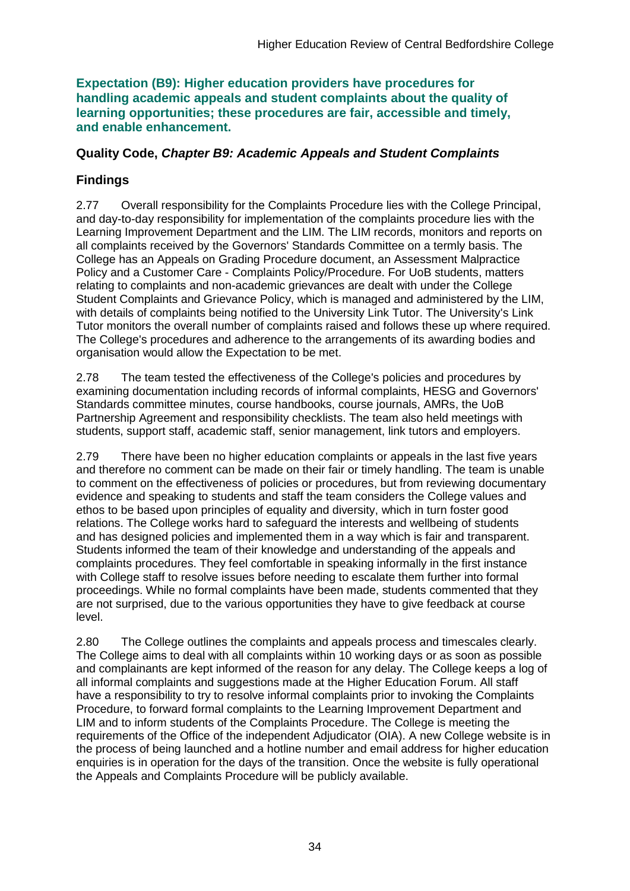**Expectation (B9): Higher education providers have procedures for handling academic appeals and student complaints about the quality of learning opportunities; these procedures are fair, accessible and timely, and enable enhancement.**

### Quality Code, *Chapter B9: Academic Appeals and Student Complaints*

### Findings

2.77 Overall responsibility for the Complaints Procedure lies with the College Principal, and day-to-day responsibility for implementation of the complaints procedure lies with the Learning Improvement Department and the LIM. The LIM records, monitors and reports on all complaints received by the Governors' Standards Committee on a termly basis. The College has an Appeals on Grading Procedure document, an Assessment Malpractice Policy and a Customer Care - Complaints Policy/Procedure. For UoB students, matters relating to complaints and non-academic grievances are dealt with under the College Student Complaints and Grievance Policy, which is managed and administered by the LIM, with details of complaints being notified to the University Link Tutor. The University's Link Tutor monitors the overall number of complaints raised and follows these up where required. The College's procedures and adherence to the arrangements of its awarding bodies and organisation would allow the Expectation to be met.

2.78 The team tested the effectiveness of the College's policies and procedures by examining documentation including records of informal complaints, HESG and Governors' Standards committee minutes, course handbooks, course journals, AMRs, the UoB Partnership Agreement and responsibility checklists. The team also held meetings with students, support staff, academic staff, senior management, link tutors and employers.

2.79 There have been no higher education complaints or appeals in the last five years and therefore no comment can be made on their fair or timely handling. The team is unable to comment on the effectiveness of policies or procedures, but from reviewing documentary evidence and speaking to students and staff the team considers the College values and ethos to be based upon principles of equality and diversity, which in turn foster good relations. The College works hard to safeguard the interests and wellbeing of students and has designed policies and implemented them in a way which is fair and transparent. Students informed the team of their knowledge and understanding of the appeals and complaints procedures. They feel comfortable in speaking informally in the first instance with College staff to resolve issues before needing to escalate them further into formal proceedings. While no formal complaints have been made, students commented that they are not surprised, due to the various opportunities they have to give feedback at course level.

2.80 The College outlines the complaints and appeals process and timescales clearly. The College aims to deal with all complaints within 10 working days or as soon as possible and complainants are kept informed of the reason for any delay. The College keeps a log of all informal complaints and suggestions made at the Higher Education Forum. All staff have a responsibility to try to resolve informal complaints prior to invoking the Complaints Procedure, to forward formal complaints to the Learning Improvement Department and LIM and to inform students of the Complaints Procedure. The College is meeting the requirements of the Office of the independent Adjudicator (OIA). A new College website is in the process of being launched and a hotline number and email address for higher education enquiries is in operation for the days of the transition. Once the website is fully operational the Appeals and Complaints Procedure will be publicly available.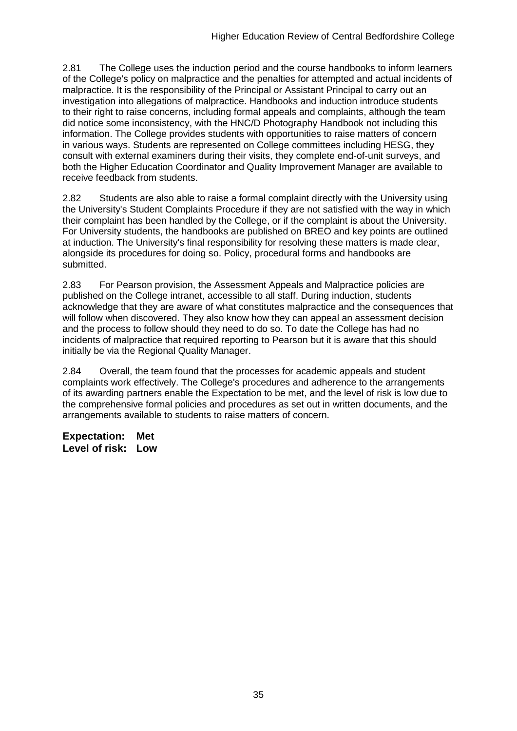2.81 The College uses the induction period and the course handbooks to inform learners of the College's policy on malpractice and the penalties for attempted and actual incidents of malpractice. It is the responsibility of the Principal or Assistant Principal to carry out an investigation into allegations of malpractice. Handbooks and induction introduce students to their right to raise concerns, including formal appeals and complaints, although the team did notice some inconsistency, with the HNC/D Photography Handbook not including this information. The College provides students with opportunities to raise matters of concern in various ways. Students are represented on College committees including HESG, they consult with external examiners during their visits, they complete end-of-unit surveys, and both the Higher Education Coordinator and Quality Improvement Manager are available to receive feedback from students.

2.82 Students are also able to raise a formal complaint directly with the University using the University's Student Complaints Procedure if they are not satisfied with the way in which their complaint has been handled by the College, or if the complaint is about the University. For University students, the handbooks are published on BREO and key points are outlined at induction. The University's final responsibility for resolving these matters is made clear, alongside its procedures for doing so. Policy, procedural forms and handbooks are submitted.

2.83 For Pearson provision, the Assessment Appeals and Malpractice policies are published on the College intranet, accessible to all staff. During induction, students acknowledge that they are aware of what constitutes malpractice and the consequences that will follow when discovered. They also know how they can appeal an assessment decision and the process to follow should they need to do so. To date the College has had no incidents of malpractice that required reporting to Pearson but it is aware that this should initially be via the Regional Quality Manager.

2.84 Overall, the team found that the processes for academic appeals and student complaints work effectively. The College's procedures and adherence to the arrangements of its awarding partners enable the Expectation to be met, and the level of risk is low due to the comprehensive formal policies and procedures as set out in written documents, and the arrangements available to students to raise matters of concern.

**Expectation: Met**
**Level of risk: Low**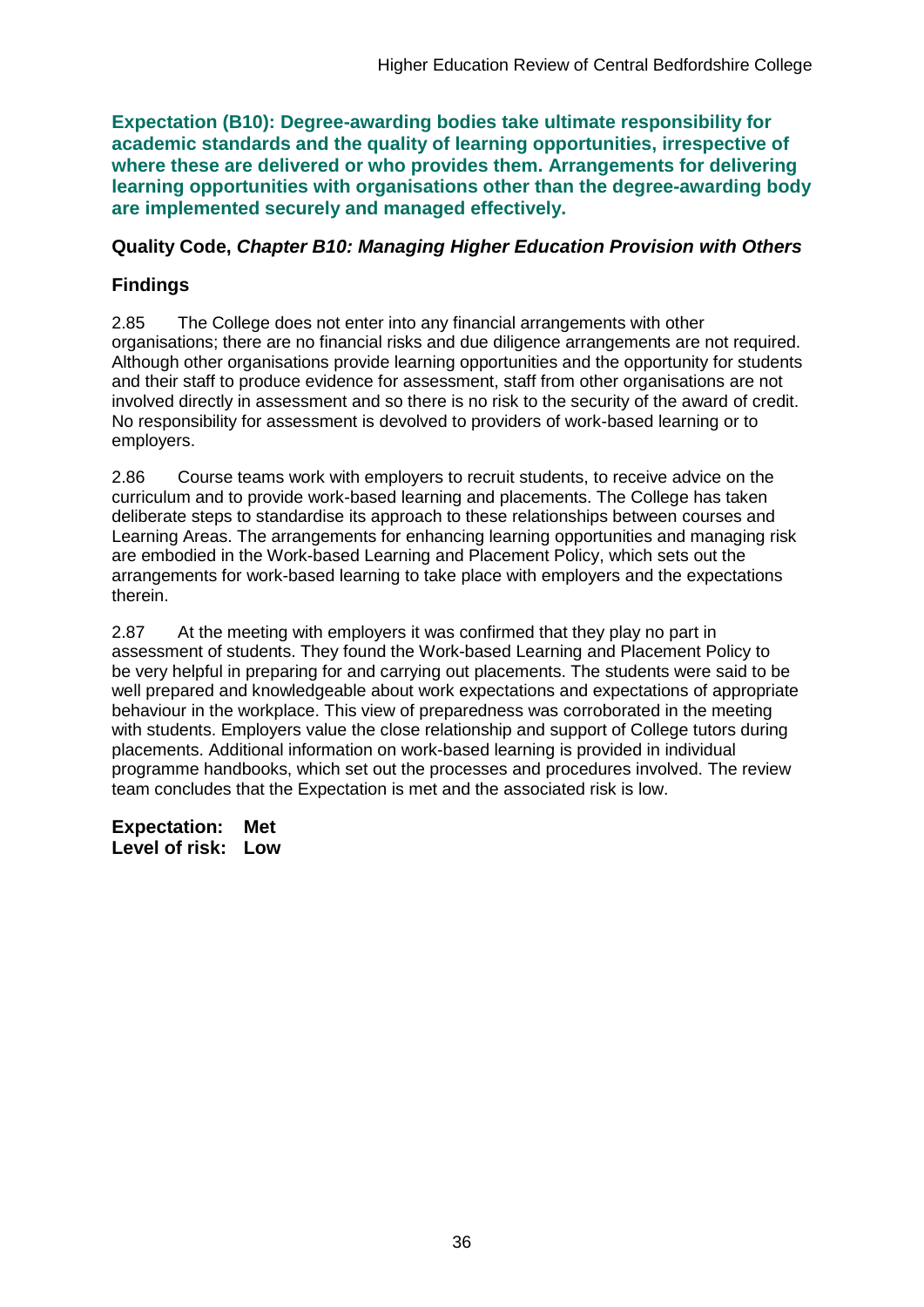**Expectation (B10): Degree-awarding bodies take ultimate responsibility for academic standards and the quality of learning opportunities, irrespective of where these are delivered or who provides them. Arrangements for delivering learning opportunities with organisations other than the degree-awarding body are implemented securely and managed effectively.**

### Quality Code, *Chapter B10: Managing Higher Education Provision with Others*

### Findings

2.85 The College does not enter into any financial arrangements with other organisations; there are no financial risks and due diligence arrangements are not required. Although other organisations provide learning opportunities and the opportunity for students and their staff to produce evidence for assessment, staff from other organisations are not involved directly in assessment and so there is no risk to the security of the award of credit. No responsibility for assessment is devolved to providers of work-based learning or to employers.

2.86 Course teams work with employers to recruit students, to receive advice on the curriculum and to provide work-based learning and placements. The College has taken deliberate steps to standardise its approach to these relationships between courses and Learning Areas. The arrangements for enhancing learning opportunities and managing risk are embodied in the Work-based Learning and Placement Policy, which sets out the arrangements for work-based learning to take place with employers and the expectations therein.

2.87 At the meeting with employers it was confirmed that they play no part in assessment of students. They found the Work-based Learning and Placement Policy to be very helpful in preparing for and carrying out placements. The students were said to be well prepared and knowledgeable about work expectations and expectations of appropriate behaviour in the workplace. This view of preparedness was corroborated in the meeting with students. Employers value the close relationship and support of College tutors during placements. Additional information on work-based learning is provided in individual programme handbooks, which set out the processes and procedures involved. The review team concludes that the Expectation is met and the associated risk is low.

**Expectation: Met**
**Level of risk: Low**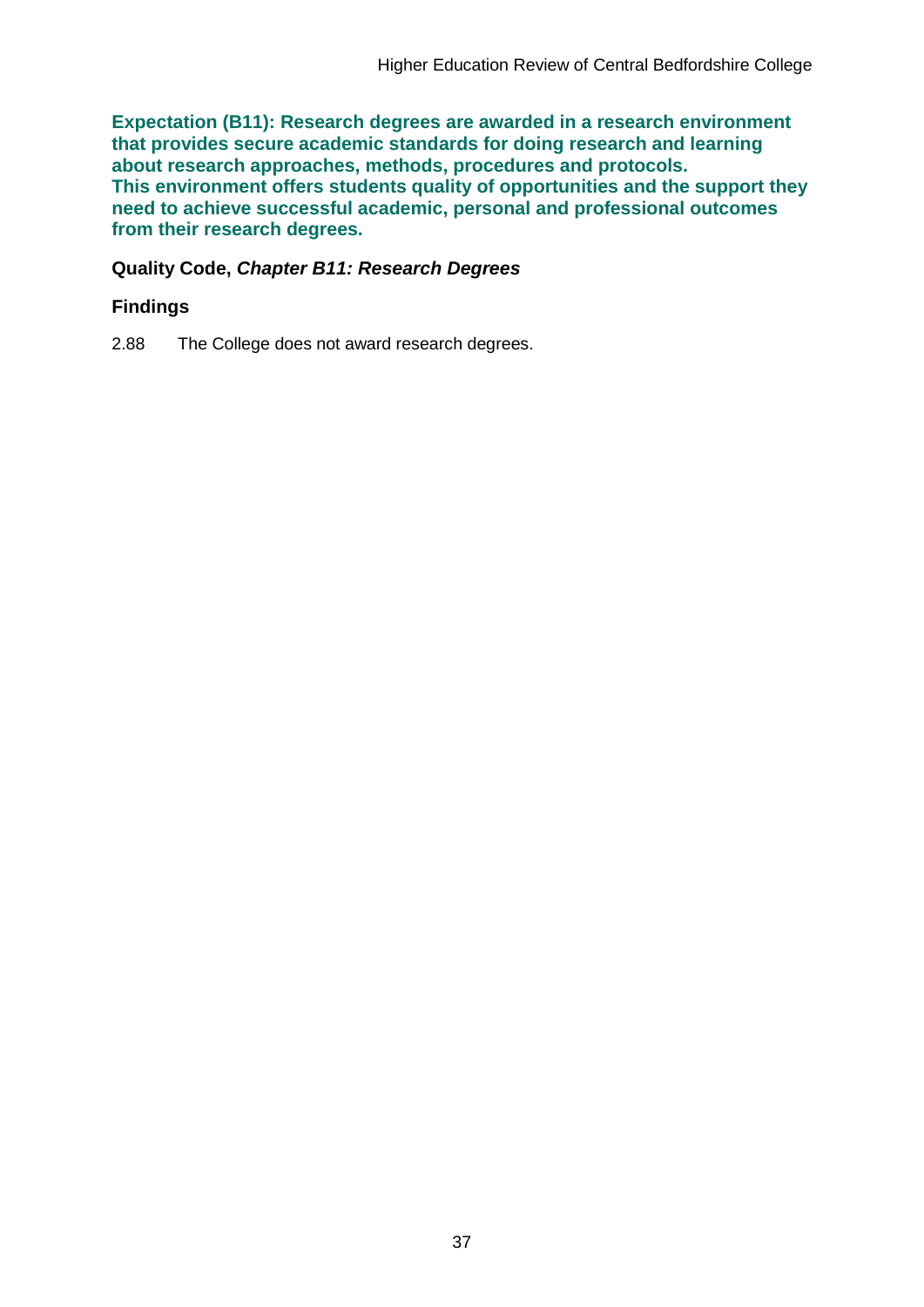**Expectation (B11): Research degrees are awarded in a research environment that provides secure academic standards for doing research and learning about research approaches, methods, procedures and protocols. This environment offers students quality of opportunities and the support they need to achieve successful academic, personal and professional outcomes from their research degrees.**

**Quality Code, *Chapter B11: Research Degrees***

**Findings**

2.88 The College does not award research degrees.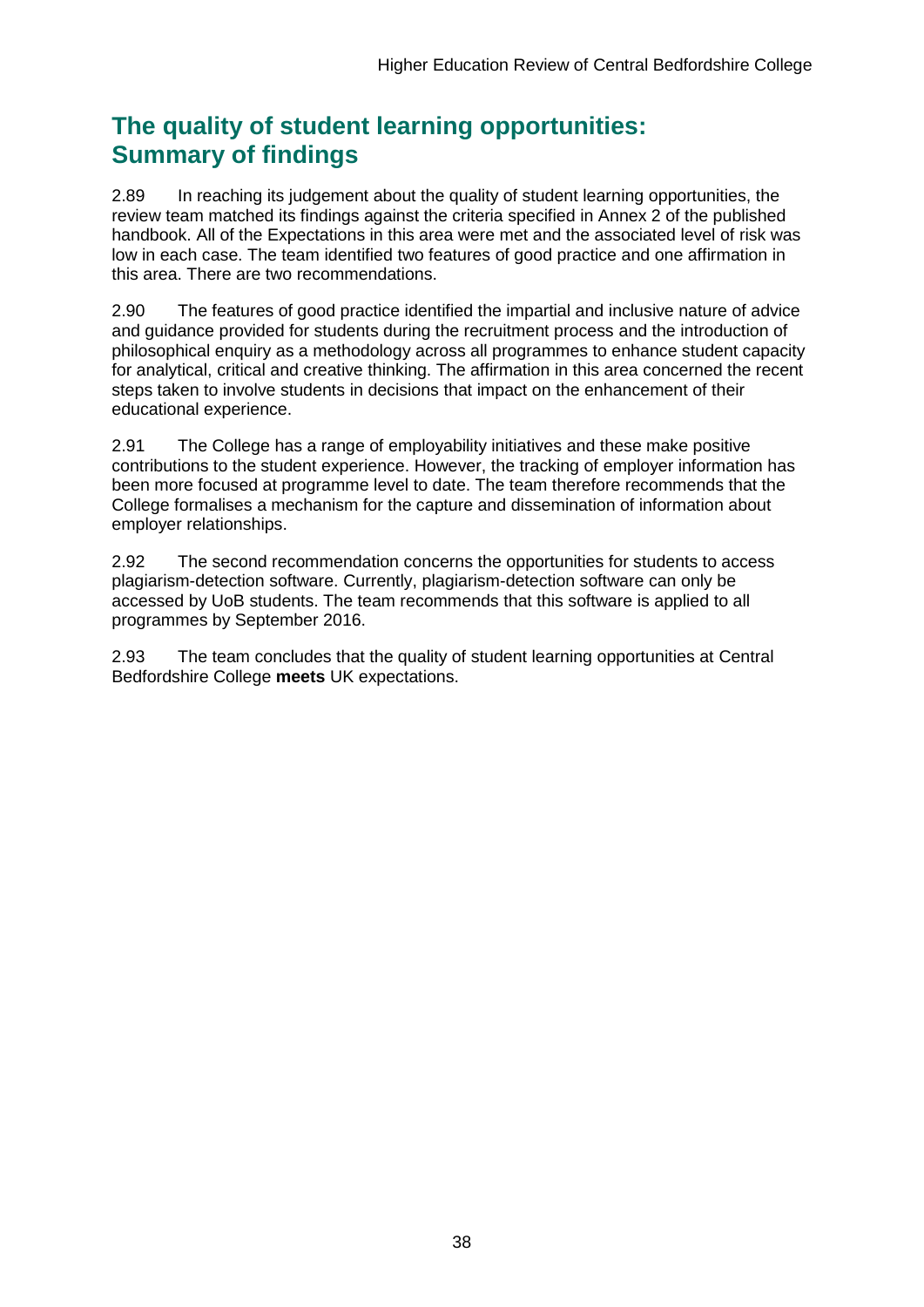## The quality of student learning opportunities: Summary of findings

2.89 In reaching its judgement about the quality of student learning opportunities, the review team matched its findings against the criteria specified in Annex 2 of the published handbook. All of the Expectations in this area were met and the associated level of risk was low in each case. The team identified two features of good practice and one affirmation in this area. There are two recommendations.

2.90 The features of good practice identified the impartial and inclusive nature of advice and guidance provided for students during the recruitment process and the introduction of philosophical enquiry as a methodology across all programmes to enhance student capacity for analytical, critical and creative thinking. The affirmation in this area concerned the recent steps taken to involve students in decisions that impact on the enhancement of their educational experience.

2.91 The College has a range of employability initiatives and these make positive contributions to the student experience. However, the tracking of employer information has been more focused at programme level to date. The team therefore recommends that the College formalises a mechanism for the capture and dissemination of information about employer relationships.

2.92 The second recommendation concerns the opportunities for students to access plagiarism-detection software. Currently, plagiarism-detection software can only be accessed by UoB students. The team recommends that this software is applied to all programmes by September 2016.

2.93 The team concludes that the quality of student learning opportunities at Central Bedfordshire College **meets** UK expectations.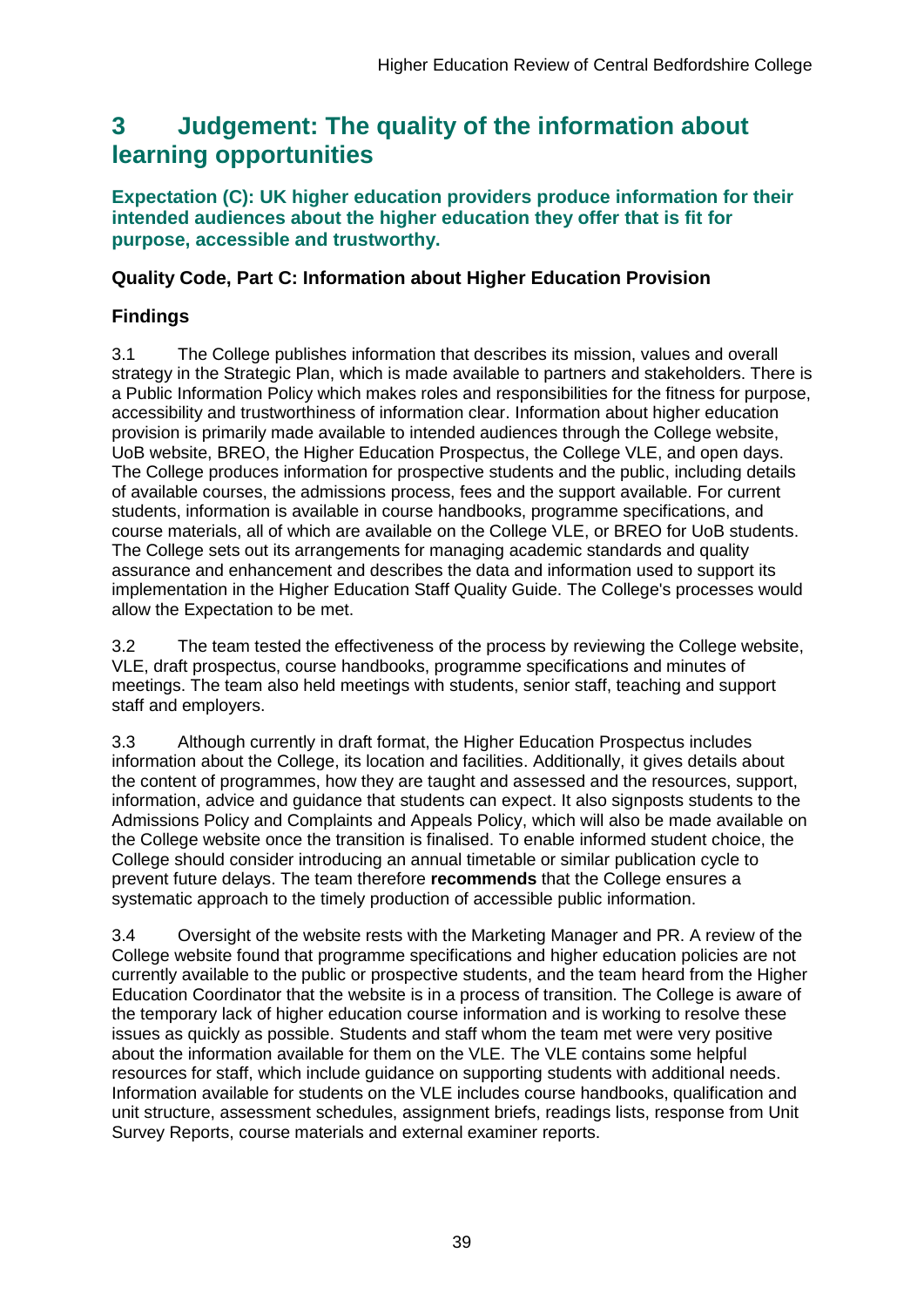## 3 Judgement: The quality of the information about learning opportunities

### Expectation (C): UK higher education providers produce information for their intended audiences about the higher education they offer that is fit for purpose, accessible and trustworthy.

### Quality Code, Part C: Information about Higher Education Provision

### Findings

3.1 The College publishes information that describes its mission, values and overall strategy in the Strategic Plan, which is made available to partners and stakeholders. There is a Public Information Policy which makes roles and responsibilities for the fitness for purpose, accessibility and trustworthiness of information clear. Information about higher education provision is primarily made available to intended audiences through the College website, UoB website, BREO, the Higher Education Prospectus, the College VLE, and open days. The College produces information for prospective students and the public, including details of available courses, the admissions process, fees and the support available. For current students, information is available in course handbooks, programme specifications, and course materials, all of which are available on the College VLE, or BREO for UoB students. The College sets out its arrangements for managing academic standards and quality assurance and enhancement and describes the data and information used to support its implementation in the Higher Education Staff Quality Guide. The College's processes would allow the Expectation to be met.

3.2 The team tested the effectiveness of the process by reviewing the College website, VLE, draft prospectus, course handbooks, programme specifications and minutes of meetings. The team also held meetings with students, senior staff, teaching and support staff and employers.

3.3 Although currently in draft format, the Higher Education Prospectus includes information about the College, its location and facilities. Additionally, it gives details about the content of programmes, how they are taught and assessed and the resources, support, information, advice and guidance that students can expect. It also signposts students to the Admissions Policy and Complaints and Appeals Policy, which will also be made available on the College website once the transition is finalised. To enable informed student choice, the College should consider introducing an annual timetable or similar publication cycle to prevent future delays. The team therefore **recommends** that the College ensures a systematic approach to the timely production of accessible public information.

3.4 Oversight of the website rests with the Marketing Manager and PR. A review of the College website found that programme specifications and higher education policies are not currently available to the public or prospective students, and the team heard from the Higher Education Coordinator that the website is in a process of transition. The College is aware of the temporary lack of higher education course information and is working to resolve these issues as quickly as possible. Students and staff whom the team met were very positive about the information available for them on the VLE. The VLE contains some helpful resources for staff, which include guidance on supporting students with additional needs. Information available for students on the VLE includes course handbooks, qualification and unit structure, assessment schedules, assignment briefs, readings lists, response from Unit Survey Reports, course materials and external examiner reports.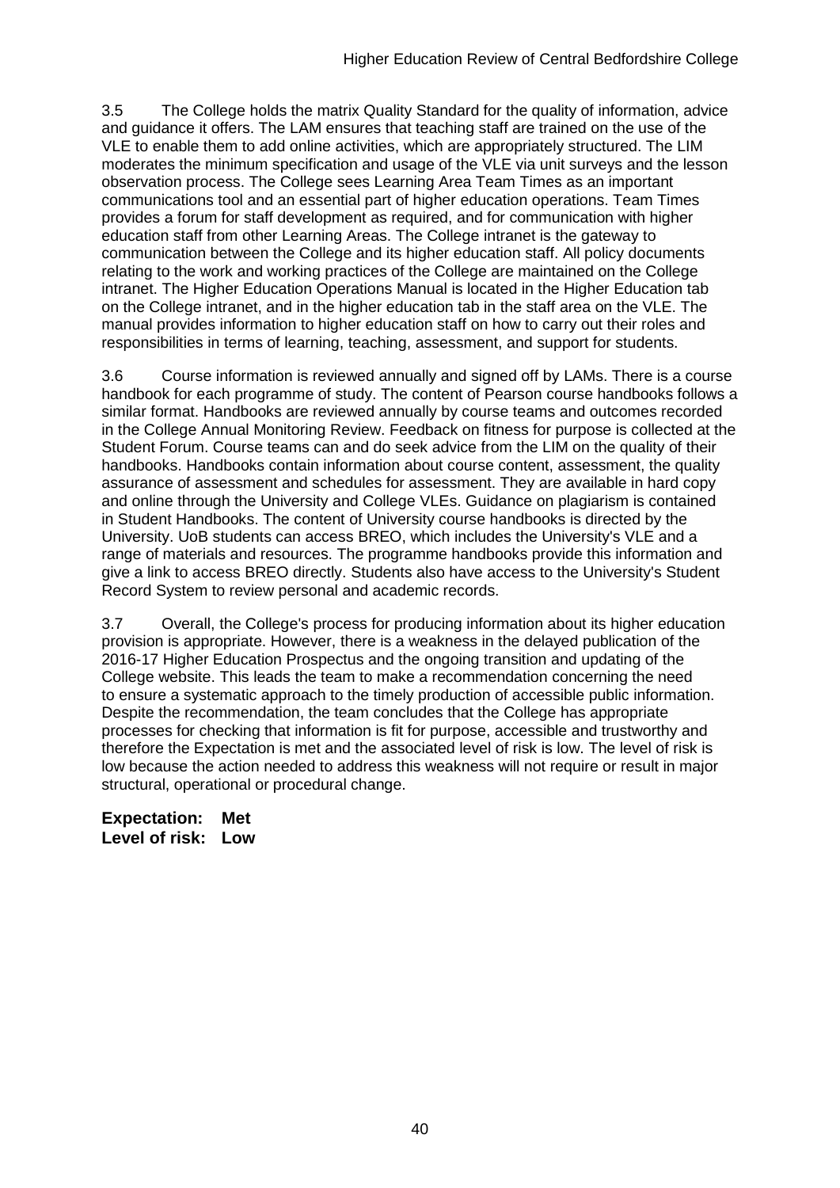3.5 The College holds the matrix Quality Standard for the quality of information, advice and guidance it offers. The LAM ensures that teaching staff are trained on the use of the VLE to enable them to add online activities, which are appropriately structured. The LIM moderates the minimum specification and usage of the VLE via unit surveys and the lesson observation process. The College sees Learning Area Team Times as an important communications tool and an essential part of higher education operations. Team Times provides a forum for staff development as required, and for communication with higher education staff from other Learning Areas. The College intranet is the gateway to communication between the College and its higher education staff. All policy documents relating to the work and working practices of the College are maintained on the College intranet. The Higher Education Operations Manual is located in the Higher Education tab on the College intranet, and in the higher education tab in the staff area on the VLE. The manual provides information to higher education staff on how to carry out their roles and responsibilities in terms of learning, teaching, assessment, and support for students.

3.6 Course information is reviewed annually and signed off by LAMs. There is a course handbook for each programme of study. The content of Pearson course handbooks follows a similar format. Handbooks are reviewed annually by course teams and outcomes recorded in the College Annual Monitoring Review. Feedback on fitness for purpose is collected at the Student Forum. Course teams can and do seek advice from the LIM on the quality of their handbooks. Handbooks contain information about course content, assessment, the quality assurance of assessment and schedules for assessment. They are available in hard copy and online through the University and College VLEs. Guidance on plagiarism is contained in Student Handbooks. The content of University course handbooks is directed by the University. UoB students can access BREO, which includes the University's VLE and a range of materials and resources. The programme handbooks provide this information and give a link to access BREO directly. Students also have access to the University's Student Record System to review personal and academic records.

3.7 Overall, the College's process for producing information about its higher education provision is appropriate. However, there is a weakness in the delayed publication of the 2016-17 Higher Education Prospectus and the ongoing transition and updating of the College website. This leads the team to make a recommendation concerning the need to ensure a systematic approach to the timely production of accessible public information. Despite the recommendation, the team concludes that the College has appropriate processes for checking that information is fit for purpose, accessible and trustworthy and therefore the Expectation is met and the associated level of risk is low. The level of risk is low because the action needed to address this weakness will not require or result in major structural, operational or procedural change.

**Expectation: Met**
**Level of risk: Low**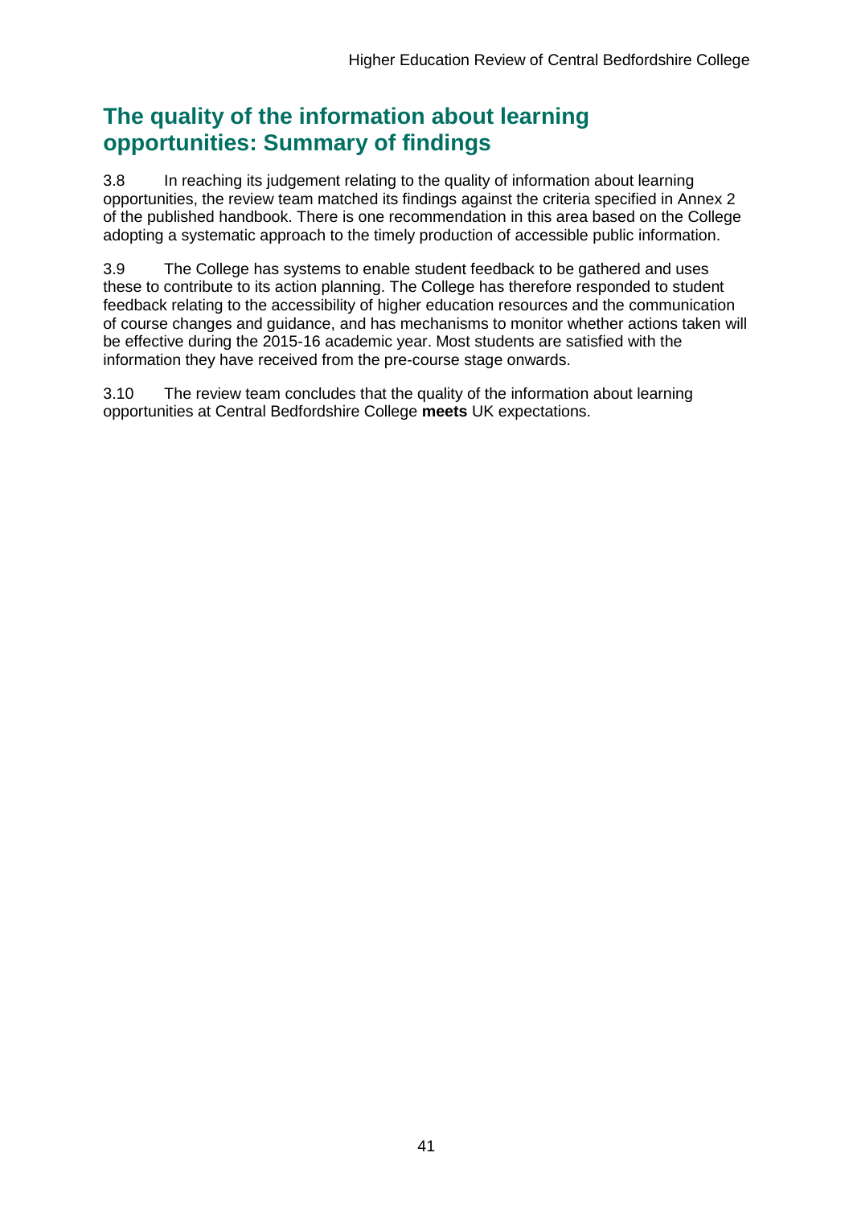## The quality of the information about learning opportunities: Summary of findings

3.8 In reaching its judgement relating to the quality of information about learning opportunities, the review team matched its findings against the criteria specified in Annex 2 of the published handbook. There is one recommendation in this area based on the College adopting a systematic approach to the timely production of accessible public information.

3.9 The College has systems to enable student feedback to be gathered and uses these to contribute to its action planning. The College has therefore responded to student feedback relating to the accessibility of higher education resources and the communication of course changes and guidance, and has mechanisms to monitor whether actions taken will be effective during the 2015-16 academic year. Most students are satisfied with the information they have received from the pre-course stage onwards.

3.10 The review team concludes that the quality of the information about learning opportunities at Central Bedfordshire College **meets** UK expectations.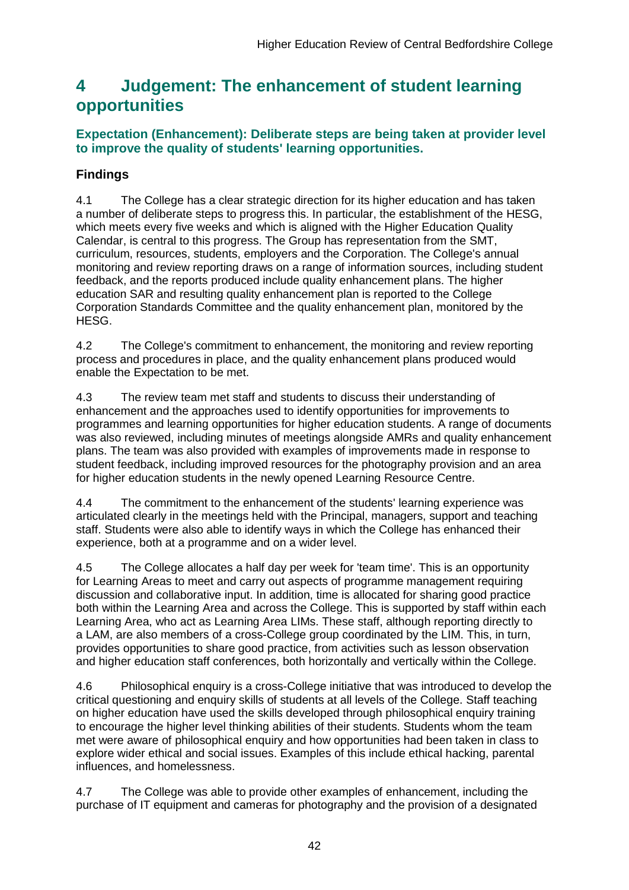## 4 Judgement: The enhancement of student learning opportunities

### Expectation (Enhancement): Deliberate steps are being taken at provider level to improve the quality of students' learning opportunities.

### Findings

4.1 The College has a clear strategic direction for its higher education and has taken a number of deliberate steps to progress this. In particular, the establishment of the HESG, which meets every five weeks and which is aligned with the Higher Education Quality Calendar, is central to this progress. The Group has representation from the SMT, curriculum, resources, students, employers and the Corporation. The College's annual monitoring and review reporting draws on a range of information sources, including student feedback, and the reports produced include quality enhancement plans. The higher education SAR and resulting quality enhancement plan is reported to the College Corporation Standards Committee and the quality enhancement plan, monitored by the HESG.

4.2 The College's commitment to enhancement, the monitoring and review reporting process and procedures in place, and the quality enhancement plans produced would enable the Expectation to be met.

4.3 The review team met staff and students to discuss their understanding of enhancement and the approaches used to identify opportunities for improvements to programmes and learning opportunities for higher education students. A range of documents was also reviewed, including minutes of meetings alongside AMRs and quality enhancement plans. The team was also provided with examples of improvements made in response to student feedback, including improved resources for the photography provision and an area for higher education students in the newly opened Learning Resource Centre.

4.4 The commitment to the enhancement of the students' learning experience was articulated clearly in the meetings held with the Principal, managers, support and teaching staff. Students were also able to identify ways in which the College has enhanced their experience, both at a programme and on a wider level.

4.5 The College allocates a half day per week for 'team time'. This is an opportunity for Learning Areas to meet and carry out aspects of programme management requiring discussion and collaborative input. In addition, time is allocated for sharing good practice both within the Learning Area and across the College. This is supported by staff within each Learning Area, who act as Learning Area LIMs. These staff, although reporting directly to a LAM, are also members of a cross-College group coordinated by the LIM. This, in turn, provides opportunities to share good practice, from activities such as lesson observation and higher education staff conferences, both horizontally and vertically within the College.

4.6 Philosophical enquiry is a cross-College initiative that was introduced to develop the critical questioning and enquiry skills of students at all levels of the College. Staff teaching on higher education have used the skills developed through philosophical enquiry training to encourage the higher level thinking abilities of their students. Students whom the team met were aware of philosophical enquiry and how opportunities had been taken in class to explore wider ethical and social issues. Examples of this include ethical hacking, parental influences, and homelessness.

4.7 The College was able to provide other examples of enhancement, including the purchase of IT equipment and cameras for photography and the provision of a designated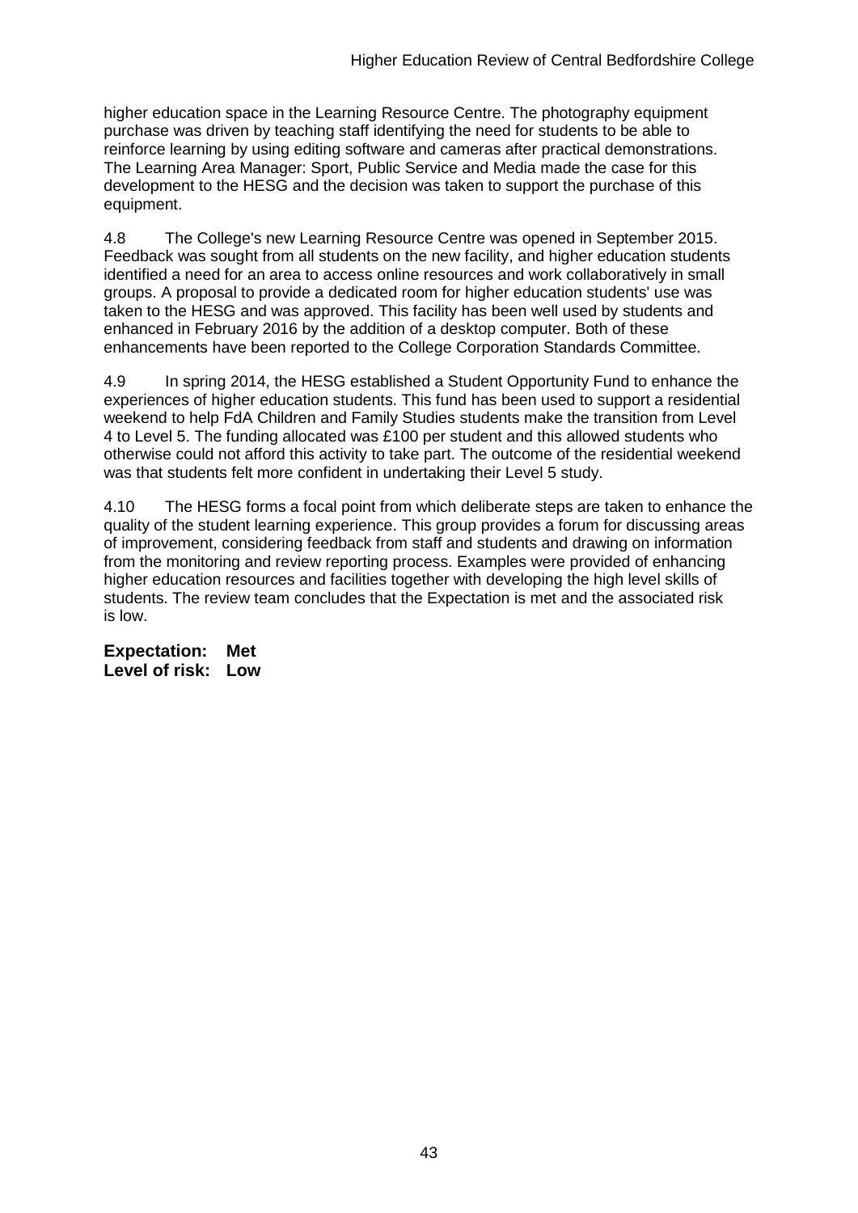higher education space in the Learning Resource Centre. The photography equipment purchase was driven by teaching staff identifying the need for students to be able to reinforce learning by using editing software and cameras after practical demonstrations. The Learning Area Manager: Sport, Public Service and Media made the case for this development to the HESG and the decision was taken to support the purchase of this equipment.

4.8 The College's new Learning Resource Centre was opened in September 2015. Feedback was sought from all students on the new facility, and higher education students identified a need for an area to access online resources and work collaboratively in small groups. A proposal to provide a dedicated room for higher education students' use was taken to the HESG and was approved. This facility has been well used by students and enhanced in February 2016 by the addition of a desktop computer. Both of these enhancements have been reported to the College Corporation Standards Committee.

4.9 In spring 2014, the HESG established a Student Opportunity Fund to enhance the experiences of higher education students. This fund has been used to support a residential weekend to help FdA Children and Family Studies students make the transition from Level 4 to Level 5. The funding allocated was £100 per student and this allowed students who otherwise could not afford this activity to take part. The outcome of the residential weekend was that students felt more confident in undertaking their Level 5 study.

4.10 The HESG forms a focal point from which deliberate steps are taken to enhance the quality of the student learning experience. This group provides a forum for discussing areas of improvement, considering feedback from staff and students and drawing on information from the monitoring and review reporting process. Examples were provided of enhancing higher education resources and facilities together with developing the high level skills of students. The review team concludes that the Expectation is met and the associated risk is low.

**Expectation: Met**
**Level of risk: Low**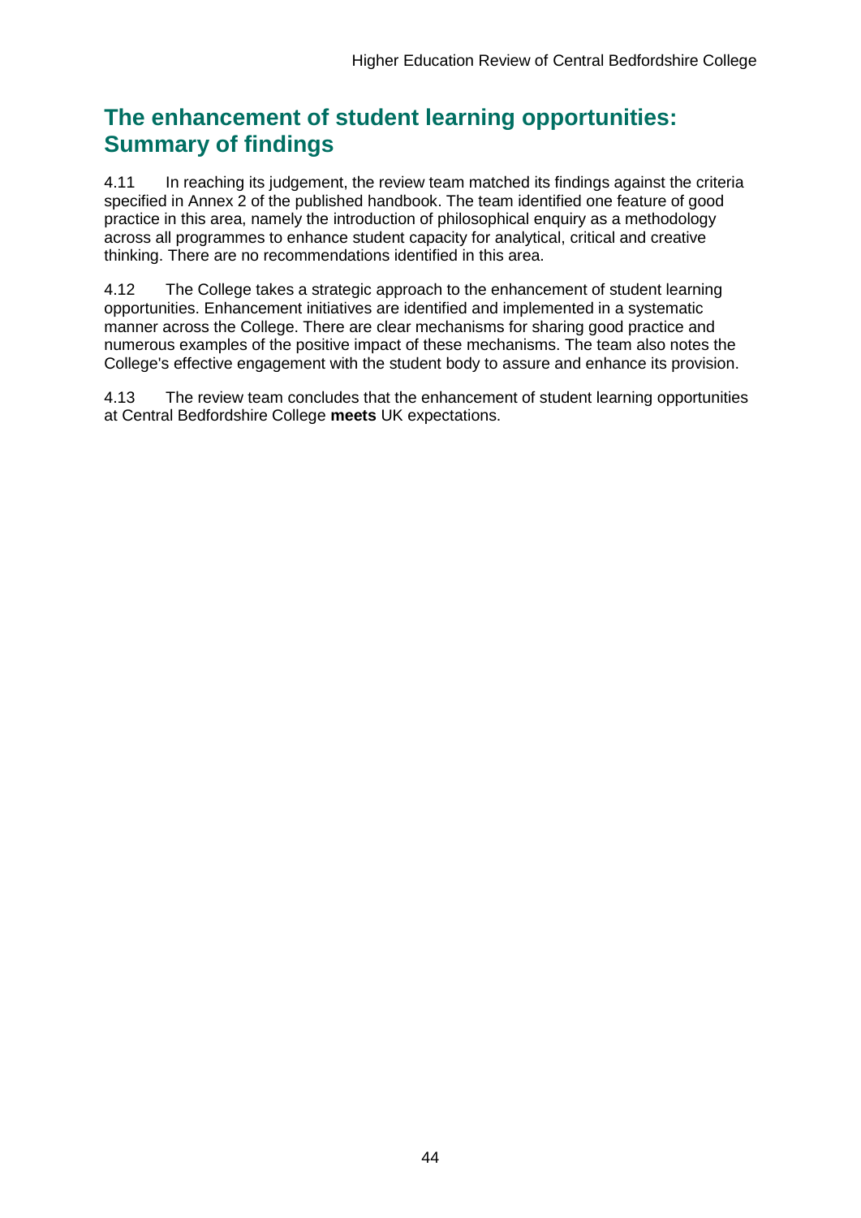## The enhancement of student learning opportunities: Summary of findings

4.11 In reaching its judgement, the review team matched its findings against the criteria specified in Annex 2 of the published handbook. The team identified one feature of good practice in this area, namely the introduction of philosophical enquiry as a methodology across all programmes to enhance student capacity for analytical, critical and creative thinking. There are no recommendations identified in this area.

4.12 The College takes a strategic approach to the enhancement of student learning opportunities. Enhancement initiatives are identified and implemented in a systematic manner across the College. There are clear mechanisms for sharing good practice and numerous examples of the positive impact of these mechanisms. The team also notes the College's effective engagement with the student body to assure and enhance its provision.

4.13 The review team concludes that the enhancement of student learning opportunities at Central Bedfordshire College **meets** UK expectations.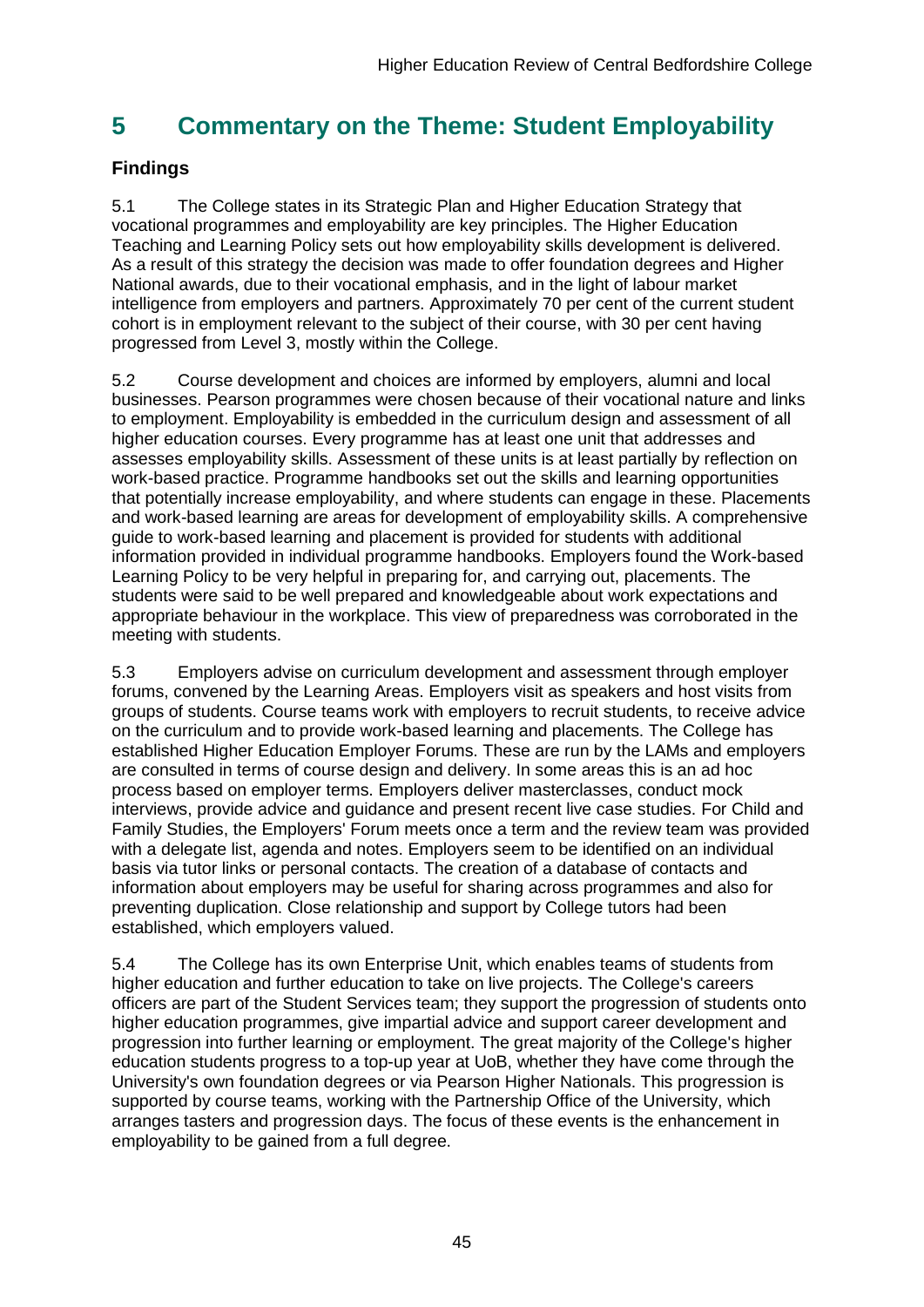# 5 Commentary on the Theme: Student Employability

## Findings

5.1 The College states in its Strategic Plan and Higher Education Strategy that vocational programmes and employability are key principles. The Higher Education Teaching and Learning Policy sets out how employability skills development is delivered. As a result of this strategy the decision was made to offer foundation degrees and Higher National awards, due to their vocational emphasis, and in the light of labour market intelligence from employers and partners. Approximately 70 per cent of the current student cohort is in employment relevant to the subject of their course, with 30 per cent having progressed from Level 3, mostly within the College.

5.2 Course development and choices are informed by employers, alumni and local businesses. Pearson programmes were chosen because of their vocational nature and links to employment. Employability is embedded in the curriculum design and assessment of all higher education courses. Every programme has at least one unit that addresses and assesses employability skills. Assessment of these units is at least partially by reflection on work-based practice. Programme handbooks set out the skills and learning opportunities that potentially increase employability, and where students can engage in these. Placements and work-based learning are areas for development of employability skills. A comprehensive guide to work-based learning and placement is provided for students with additional information provided in individual programme handbooks. Employers found the Work-based Learning Policy to be very helpful in preparing for, and carrying out, placements. The students were said to be well prepared and knowledgeable about work expectations and appropriate behaviour in the workplace. This view of preparedness was corroborated in the meeting with students.

5.3 Employers advise on curriculum development and assessment through employer forums, convened by the Learning Areas. Employers visit as speakers and host visits from groups of students. Course teams work with employers to recruit students, to receive advice on the curriculum and to provide work-based learning and placements. The College has established Higher Education Employer Forums. These are run by the LAMs and employers are consulted in terms of course design and delivery. In some areas this is an ad hoc process based on employer terms. Employers deliver masterclasses, conduct mock interviews, provide advice and guidance and present recent live case studies. For Child and Family Studies, the Employers' Forum meets once a term and the review team was provided with a delegate list, agenda and notes. Employers seem to be identified on an individual basis via tutor links or personal contacts. The creation of a database of contacts and information about employers may be useful for sharing across programmes and also for preventing duplication. Close relationship and support by College tutors had been established, which employers valued.

5.4 The College has its own Enterprise Unit, which enables teams of students from higher education and further education to take on live projects. The College's careers officers are part of the Student Services team; they support the progression of students onto higher education programmes, give impartial advice and support career development and progression into further learning or employment. The great majority of the College's higher education students progress to a top-up year at UoB, whether they have come through the University's own foundation degrees or via Pearson Higher Nationals. This progression is supported by course teams, working with the Partnership Office of the University, which arranges tasters and progression days. The focus of these events is the enhancement in employability to be gained from a full degree.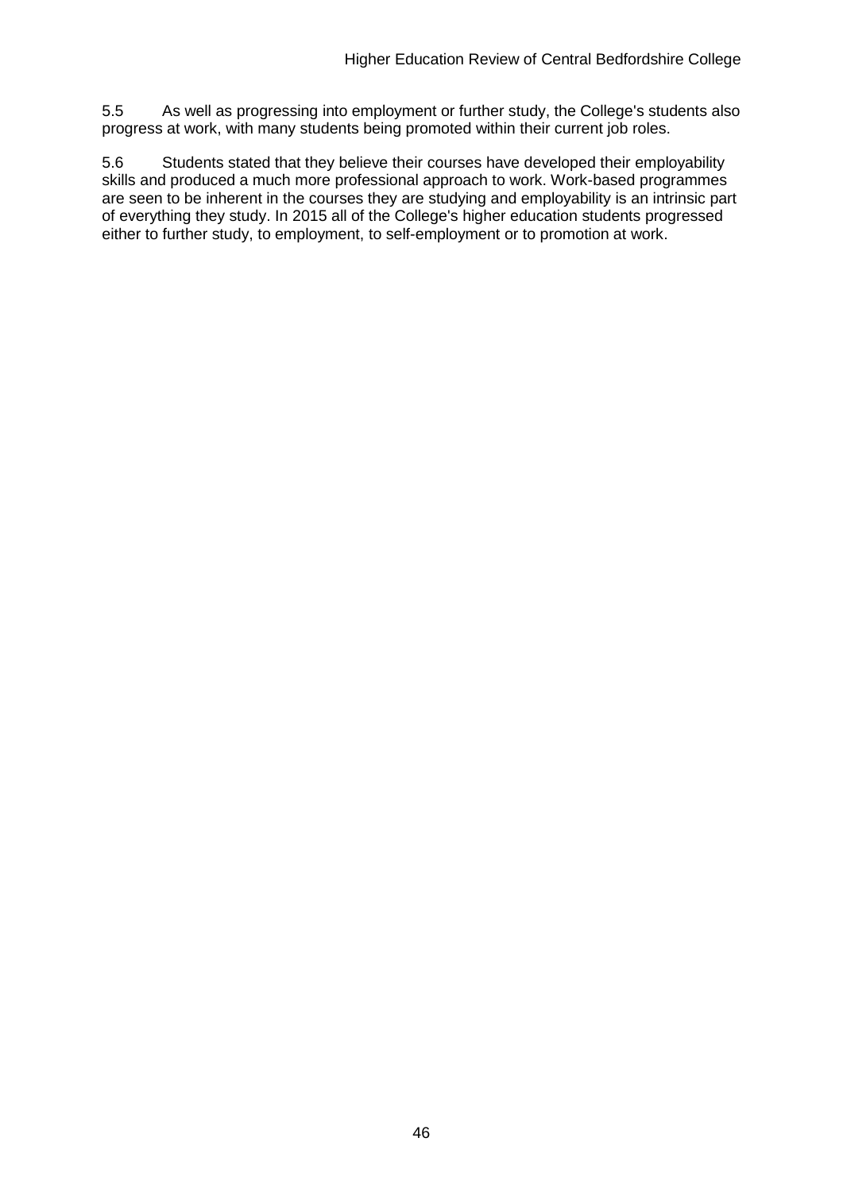5.5 As well as progressing into employment or further study, the College's students also progress at work, with many students being promoted within their current job roles.

5.6 Students stated that they believe their courses have developed their employability skills and produced a much more professional approach to work. Work-based programmes are seen to be inherent in the courses they are studying and employability is an intrinsic part of everything they study. In 2015 all of the College's higher education students progressed either to further study, to employment, to self-employment or to promotion at work.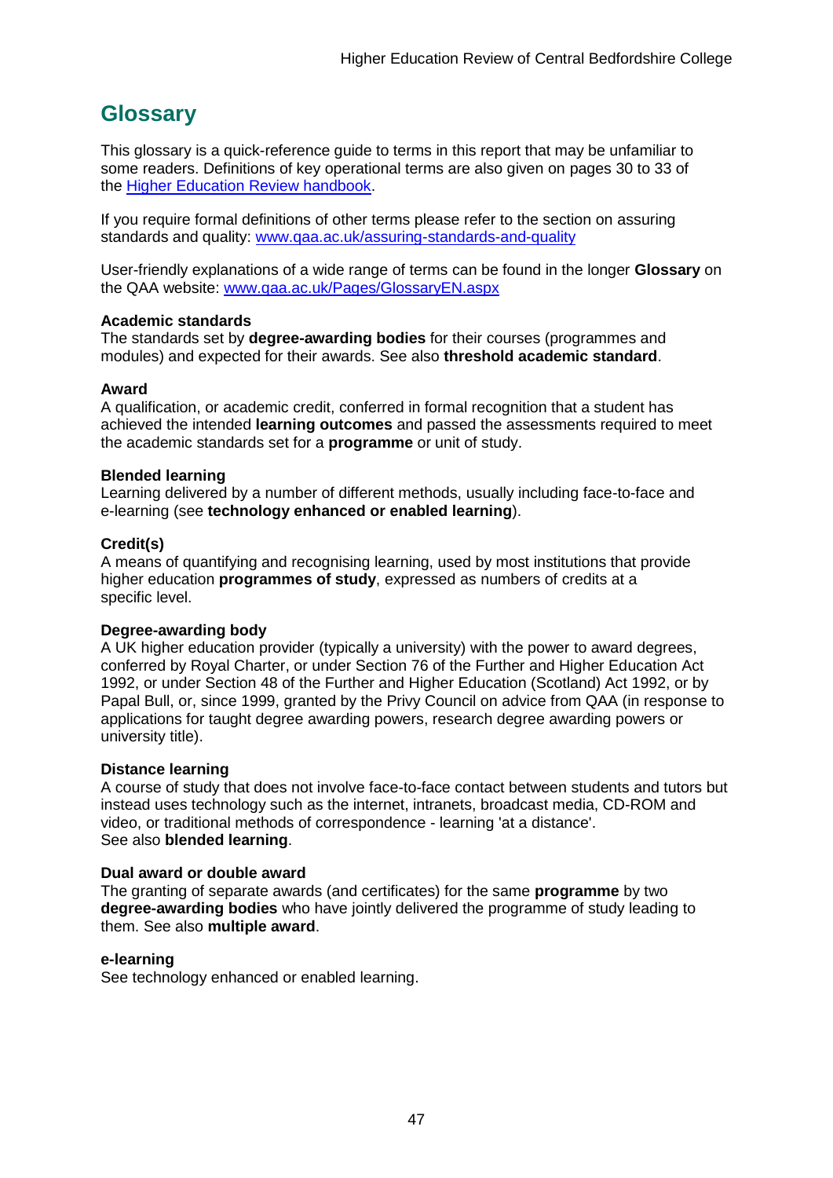## Glossary

This glossary is a quick-reference guide to terms in this report that may be unfamiliar to some readers. Definitions of key operational terms are also given on pages 30 to 33 of the [Higher Education Review handbook](Higher Education Review handbook).

If you require formal definitions of other terms please refer to the section on assuring standards and quality: [www.qaa.ac.uk/assuring-standards-and-quality](www.qaa.ac.uk/assuring-standards-and-quality)

User-friendly explanations of a wide range of terms can be found in the longer **Glossary** on the QAA website: [www.qaa.ac.uk/Pages/GlossaryEN.aspx](www.qaa.ac.uk/Pages/GlossaryEN.aspx)

**Academic standards**
The standards set by **degree-awarding bodies** for their courses (programmes and modules) and expected for their awards. See also **threshold academic standard**.

**Award**
A qualification, or academic credit, conferred in formal recognition that a student has achieved the intended **learning outcomes** and passed the assessments required to meet the academic standards set for a **programme** or unit of study.

**Blended learning**
Learning delivered by a number of different methods, usually including face-to-face and e-learning (see **technology enhanced or enabled learning**).

**Credit(s)**
A means of quantifying and recognising learning, used by most institutions that provide higher education **programmes of study**, expressed as numbers of credits at a specific level.

**Degree-awarding body**
A UK higher education provider (typically a university) with the power to award degrees, conferred by Royal Charter, or under Section 76 of the Further and Higher Education Act 1992, or under Section 48 of the Further and Higher Education (Scotland) Act 1992, or by Papal Bull, or, since 1999, granted by the Privy Council on advice from QAA (in response to applications for taught degree awarding powers, research degree awarding powers or university title).

**Distance learning**
A course of study that does not involve face-to-face contact between students and tutors but instead uses technology such as the internet, intranets, broadcast media, CD-ROM and video, or traditional methods of correspondence - learning 'at a distance'.
See also **blended learning**.

**Dual award or double award**
The granting of separate awards (and certificates) for the same **programme** by two **degree-awarding bodies** who have jointly delivered the programme of study leading to them. See also **multiple award**.

**e-learning**
See technology enhanced or enabled learning.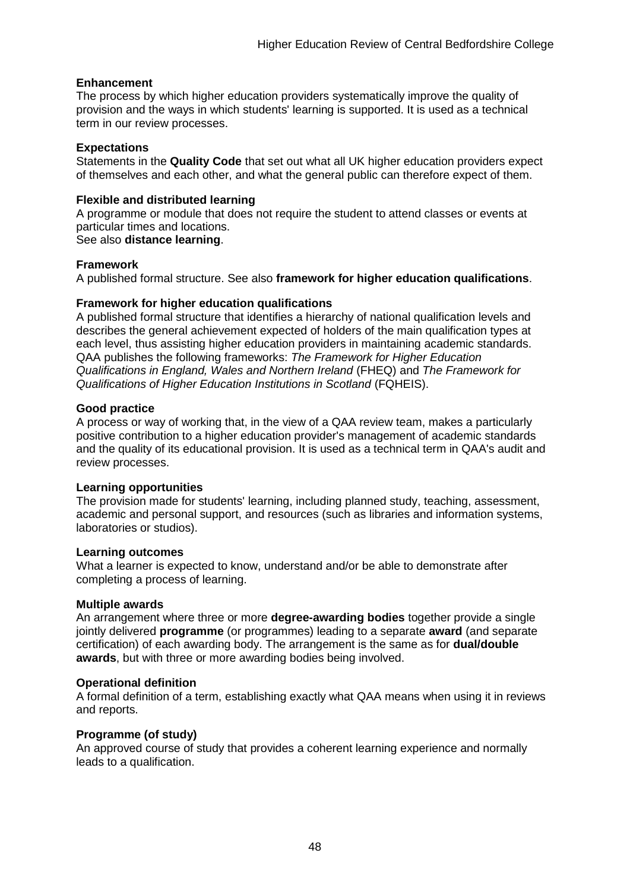**Enhancement**
The process by which higher education providers systematically improve the quality of provision and the ways in which students' learning is supported. It is used as a technical term in our review processes.

**Expectations**
Statements in the **Quality Code** that set out what all UK higher education providers expect of themselves and each other, and what the general public can therefore expect of them.

**Flexible and distributed learning**
A programme or module that does not require the student to attend classes or events at particular times and locations.
See also **distance learning**.

**Framework**
A published formal structure. See also **framework for higher education qualifications**.

**Framework for higher education qualifications**
A published formal structure that identifies a hierarchy of national qualification levels and describes the general achievement expected of holders of the main qualification types at each level, thus assisting higher education providers in maintaining academic standards. QAA publishes the following frameworks: *The Framework for Higher Education Qualifications in England, Wales and Northern Ireland* (FHEQ) and *The Framework for Qualifications of Higher Education Institutions in Scotland* (FQHEIS).

**Good practice**
A process or way of working that, in the view of a QAA review team, makes a particularly positive contribution to a higher education provider's management of academic standards and the quality of its educational provision. It is used as a technical term in QAA's audit and review processes.

**Learning opportunities**
The provision made for students' learning, including planned study, teaching, assessment, academic and personal support, and resources (such as libraries and information systems, laboratories or studios).

**Learning outcomes**
What a learner is expected to know, understand and/or be able to demonstrate after completing a process of learning.

**Multiple awards**
An arrangement where three or more **degree-awarding bodies** together provide a single jointly delivered **programme** (or programmes) leading to a separate **award** (and separate certification) of each awarding body. The arrangement is the same as for **dual/double awards**, but with three or more awarding bodies being involved.

**Operational definition**
A formal definition of a term, establishing exactly what QAA means when using it in reviews and reports.

**Programme (of study)**
An approved course of study that provides a coherent learning experience and normally leads to a qualification.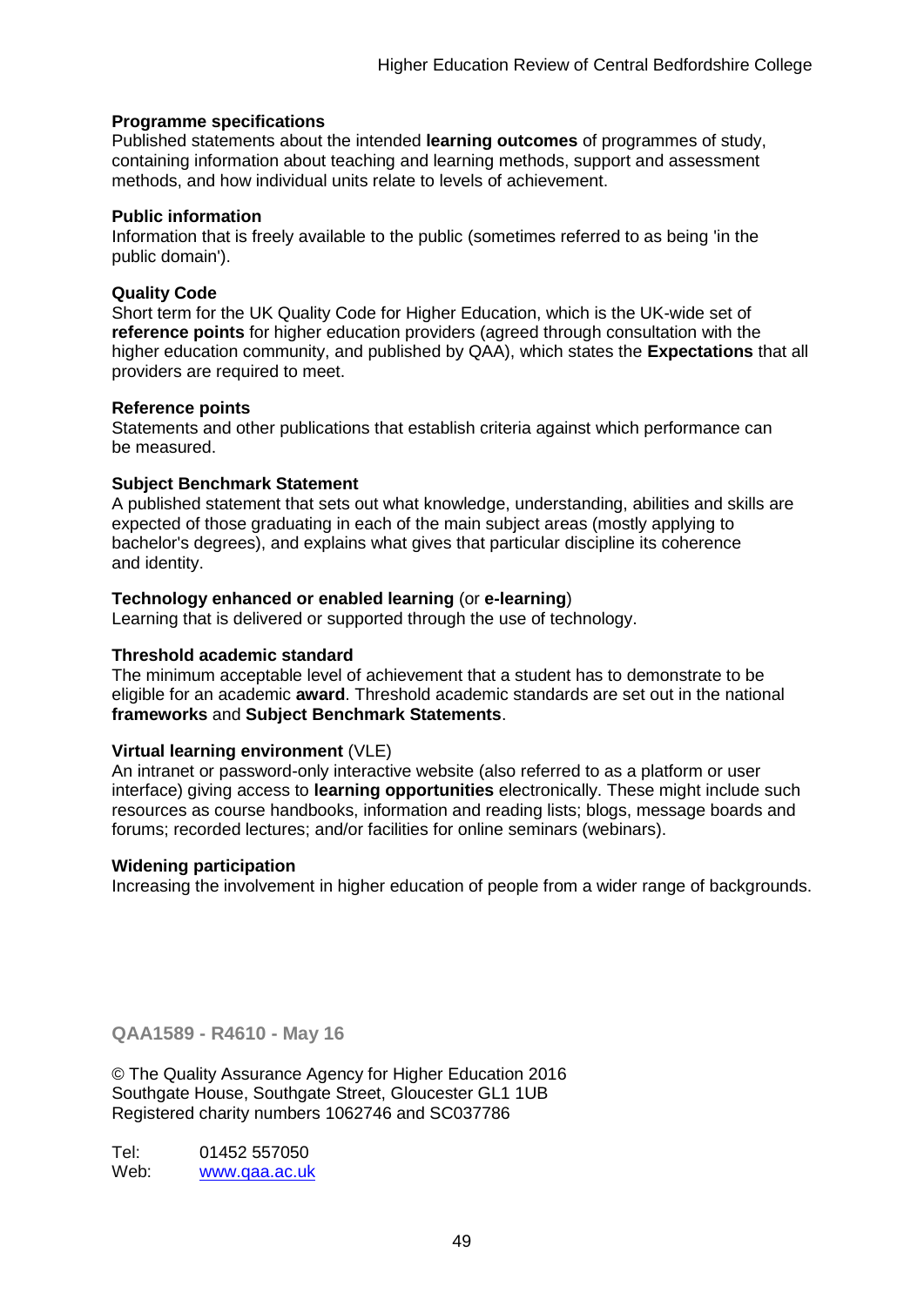**Programme specifications**
Published statements about the intended **learning outcomes** of programmes of study, containing information about teaching and learning methods, support and assessment methods, and how individual units relate to levels of achievement.

**Public information**
Information that is freely available to the public (sometimes referred to as being 'in the public domain').

**Quality Code**
Short term for the UK Quality Code for Higher Education, which is the UK-wide set of **reference points** for higher education providers (agreed through consultation with the higher education community, and published by QAA), which states the **Expectations** that all providers are required to meet.

**Reference points**
Statements and other publications that establish criteria against which performance can be measured.

**Subject Benchmark Statement**
A published statement that sets out what knowledge, understanding, abilities and skills are expected of those graduating in each of the main subject areas (mostly applying to bachelor's degrees), and explains what gives that particular discipline its coherence and identity.

**Technology enhanced or enabled learning** (or **e-learning**)
Learning that is delivered or supported through the use of technology.

**Threshold academic standard**
The minimum acceptable level of achievement that a student has to demonstrate to be eligible for an academic **award**. Threshold academic standards are set out in the national **frameworks** and **Subject Benchmark Statements**.

**Virtual learning environment** (VLE)
An intranet or password-only interactive website (also referred to as a platform or user interface) giving access to **learning opportunities** electronically. These might include such resources as course handbooks, information and reading lists; blogs, message boards and forums; recorded lectures; and/or facilities for online seminars (webinars).

**Widening participation**
Increasing the involvement in higher education of people from a wider range of backgrounds.

**QAA1589 - R4610 - May 16**

© The Quality Assurance Agency for Higher Education 2016
Southgate House, Southgate Street, Gloucester GL1 1UB
Registered charity numbers 1062746 and SC037786

Tel: 01452 557050
Web: www.qaa.ac.uk